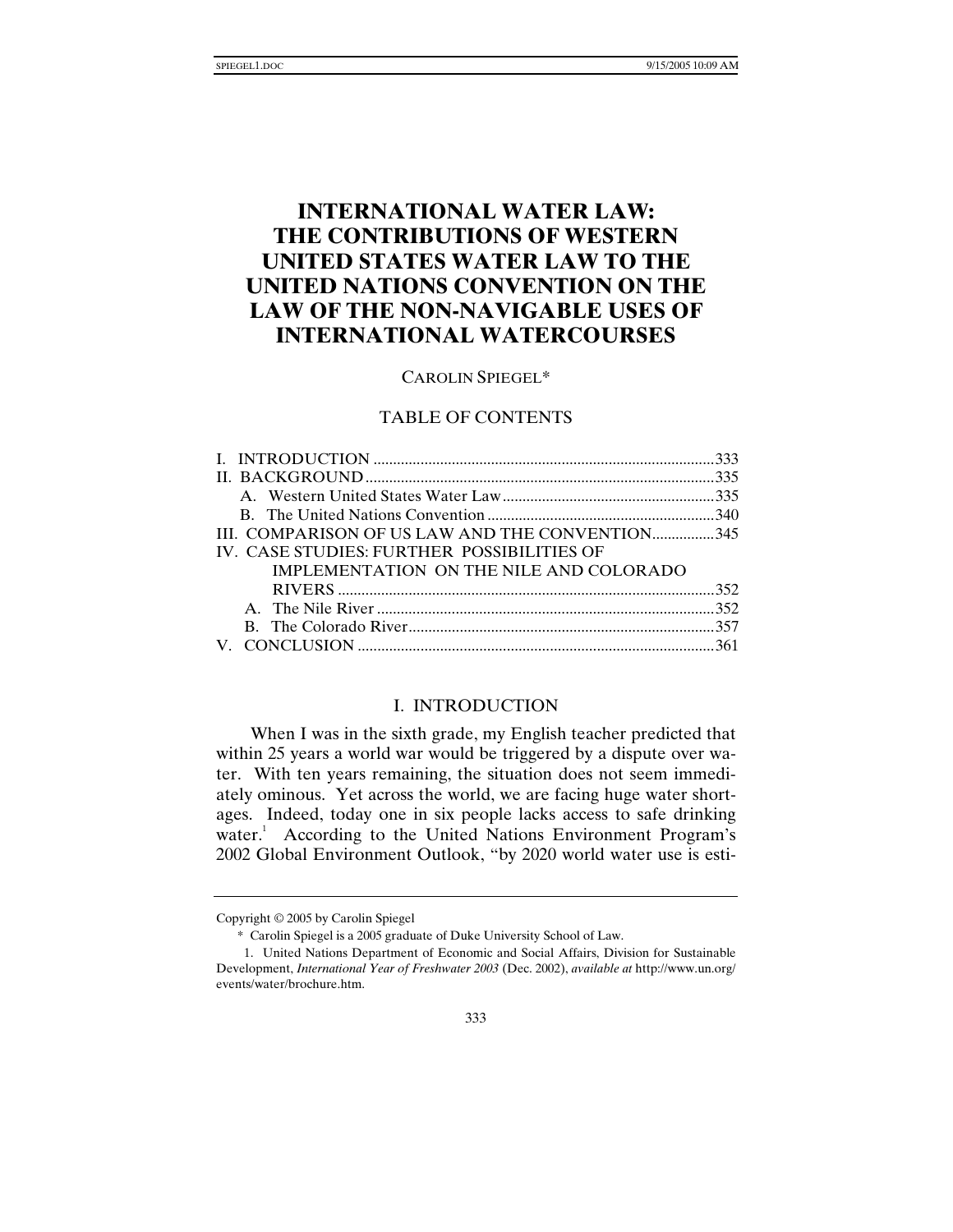# INTERNATIONAL WATER LAW: THE CONTRIBUTIONS OF WESTERN UNITED STATES WATER LAW TO THE UNITED NATIONS CONVENTION ON THE LAW OF THE NON-NAVIGABLE USES OF INTERNATIONAL WATERCOURSES

CAROLIN SPIEGEL*

## TABLE OF CONTENTS

I. INTRODUCTION ....................................................................................333
II. BACKGROUND......................................................................................335
  A. Western United States Water Law....................................................335
  B. The United Nations Convention ........................................................340
III. COMPARISON OF US LAW AND THE CONVENTION................345
IV. CASE STUDIES: FURTHER POSSIBILITIES OF IMPLEMENTATION ON THE NILE AND COLORADO RIVERS ..............................................................................................352
  A. The Nile River ....................................................................................352
  B. The Colorado River............................................................................357
V. CONCLUSION ........................................................................................361

## I. INTRODUCTION

When I was in the sixth grade, my English teacher predicted that within 25 years a world war would be triggered by a dispute over water. With ten years remaining, the situation does not seem immediately ominous. Yet across the world, we are facing huge water shortages. Indeed, today one in six people lacks access to safe drinking water.[1] According to the United Nations Environment Program's 2002 Global Environment Outlook, "by 2020 world water use is esti-

---

Copyright © 2005 by Carolin Spiegel

\* Carolin Spiegel is a 2005 graduate of Duke University School of Law.

1. United Nations Department of Economic and Social Affairs, Division for Sustainable Development, *International Year of Freshwater 2003* (Dec. 2002), *available at* http://www.un.org/events/water/brochure.htm.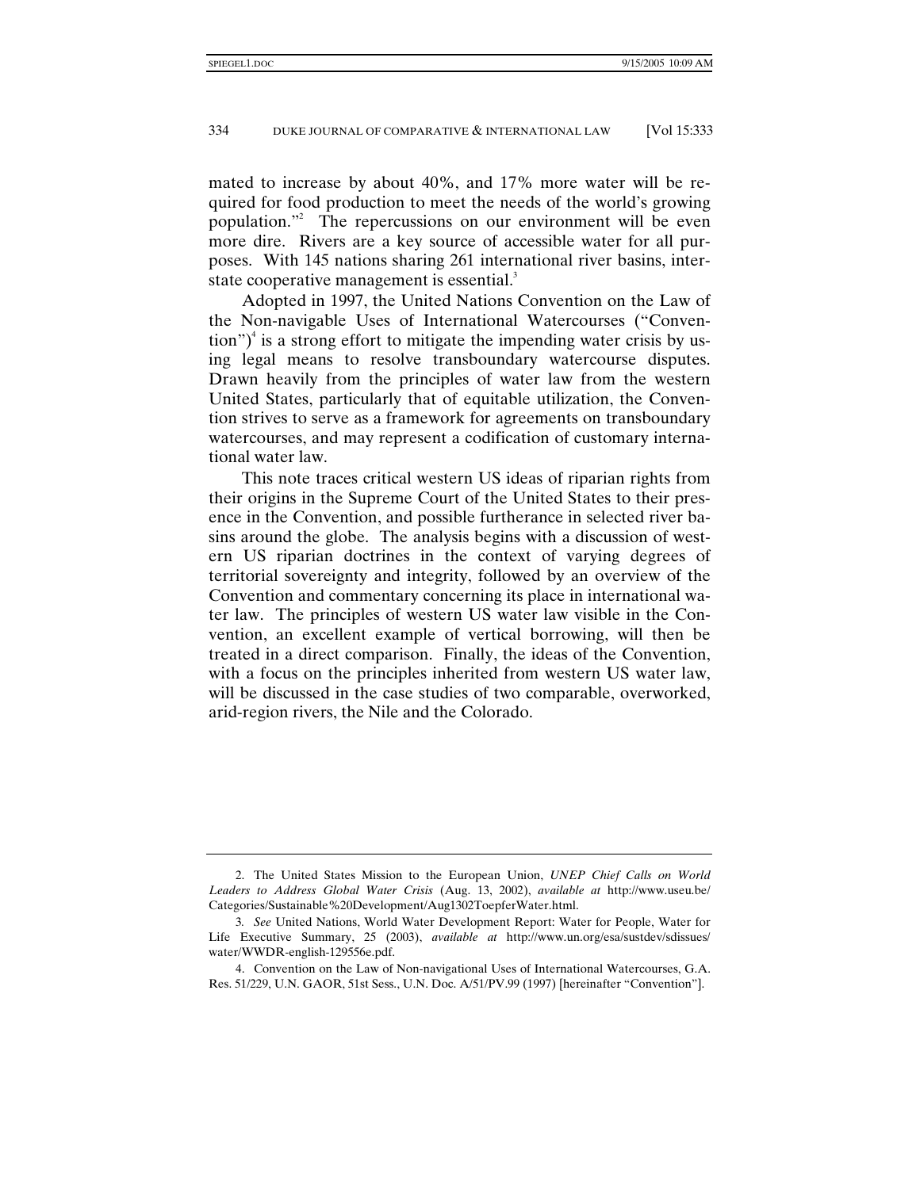mated to increase by about 40%, and 17% more water will be required for food production to meet the needs of the world's growing population."[2] The repercussions on our environment will be even more dire. Rivers are a key source of accessible water for all purposes. With 145 nations sharing 261 international river basins, interstate cooperative management is essential.[3]

Adopted in 1997, the United Nations Convention on the Law of the Non-navigable Uses of International Watercourses ("Convention")[4] is a strong effort to mitigate the impending water crisis by using legal means to resolve transboundary watercourse disputes. Drawn heavily from the principles of water law from the western United States, particularly that of equitable utilization, the Convention strives to serve as a framework for agreements on transboundary watercourses, and may represent a codification of customary international water law.

This note traces critical western US ideas of riparian rights from their origins in the Supreme Court of the United States to their presence in the Convention, and possible furtherance in selected river basins around the globe. The analysis begins with a discussion of western US riparian doctrines in the context of varying degrees of territorial sovereignty and integrity, followed by an overview of the Convention and commentary concerning its place in international water law. The principles of western US water law visible in the Convention, an excellent example of vertical borrowing, will then be treated in a direct comparison. Finally, the ideas of the Convention, with a focus on the principles inherited from western US water law, will be discussed in the case studies of two comparable, overworked, arid-region rivers, the Nile and the Colorado.

---

2. The United States Mission to the European Union, *UNEP Chief Calls on World Leaders to Address Global Water Crisis* (Aug. 13, 2002), *available at* http://www.useu.be/Categories/Sustainable%20Development/Aug1302ToepferWater.html.

3. *See* United Nations, World Water Development Report: Water for People, Water for Life Executive Summary, 25 (2003), *available at* http://www.un.org/esa/sustdev/sdissues/water/WWDR-english-129556e.pdf.

4. Convention on the Law of Non-navigational Uses of International Watercourses, G.A. Res. 51/229, U.N. GAOR, 51st Sess., U.N. Doc. A/51/PV.99 (1997) [hereinafter "Convention"].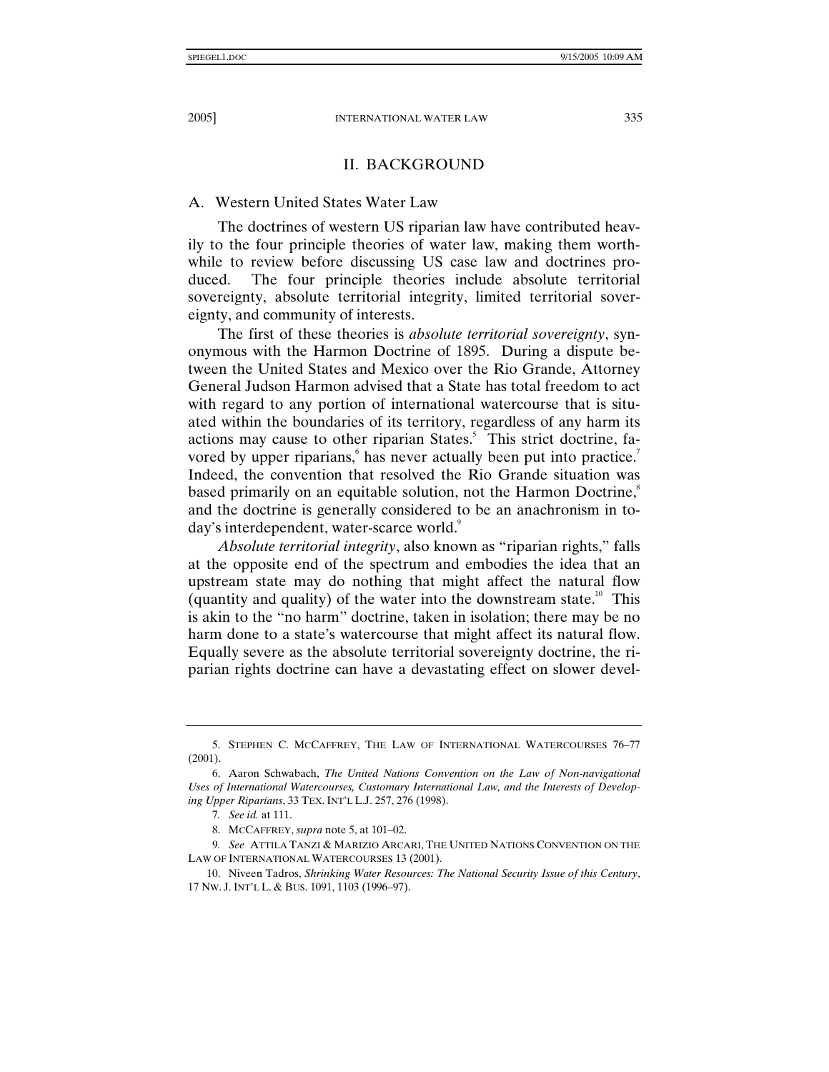## II. BACKGROUND

### A. Western United States Water Law

The doctrines of western US riparian law have contributed heavily to the four principle theories of water law, making them worthwhile to review before discussing US case law and doctrines produced. The four principle theories include absolute territorial sovereignty, absolute territorial integrity, limited territorial sovereignty, and community of interests.

The first of these theories is *absolute territorial sovereignty*, synonymous with the Harmon Doctrine of 1895. During a dispute between the United States and Mexico over the Rio Grande, Attorney General Judson Harmon advised that a State has total freedom to act with regard to any portion of international watercourse that is situated within the boundaries of its territory, regardless of any harm its actions may cause to other riparian States.[5] This strict doctrine, favored by upper riparians,[6] has never actually been put into practice.[7] Indeed, the convention that resolved the Rio Grande situation was based primarily on an equitable solution, not the Harmon Doctrine,[8] and the doctrine is generally considered to be an anachronism in today's interdependent, water-scarce world.[9]

*Absolute territorial integrity*, also known as "riparian rights," falls at the opposite end of the spectrum and embodies the idea that an upstream state may do nothing that might affect the natural flow (quantity and quality) of the water into the downstream state.[10] This is akin to the "no harm" doctrine, taken in isolation; there may be no harm done to a state's watercourse that might affect its natural flow. Equally severe as the absolute territorial sovereignty doctrine, the riparian rights doctrine can have a devastating effect on slower devel-

---

5. STEPHEN C. MCCAFFREY, THE LAW OF INTERNATIONAL WATERCOURSES 76–77 (2001).

6. Aaron Schwabach, *The United Nations Convention on the Law of Non-navigational Uses of International Watercourses, Customary International Law, and the Interests of Developing Upper Riparians*, 33 TEX. INT'L L.J. 257, 276 (1998).

7. *See id.* at 111.

8. MCCAFFREY, *supra* note 5, at 101–02.

9. *See* ATTILA TANZI & MARIZIO ARCARI, THE UNITED NATIONS CONVENTION ON THE LAW OF INTERNATIONAL WATERCOURSES 13 (2001).

10. Niveen Tadros, *Shrinking Water Resources: The National Security Issue of this Century*, 17 NW. J. INT'L L. & BUS. 1091, 1103 (1996–97).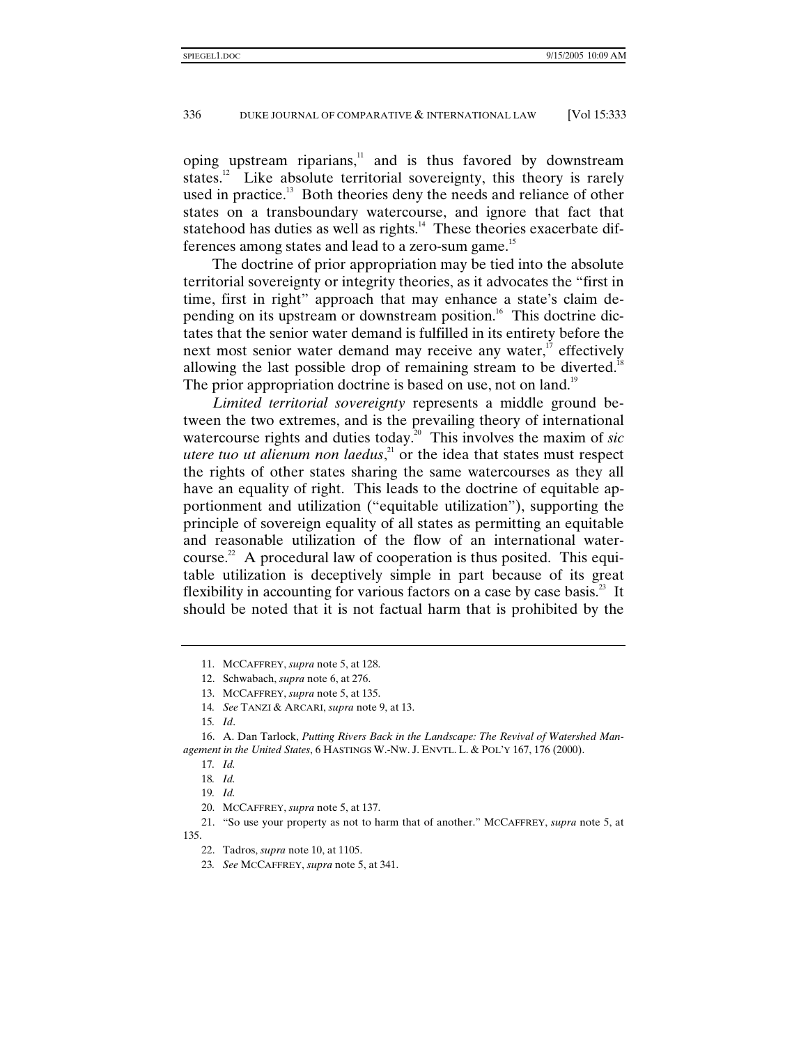oping upstream riparians,[11] and is thus favored by downstream states.[12] Like absolute territorial sovereignty, this theory is rarely used in practice.[13] Both theories deny the needs and reliance of other states on a transboundary watercourse, and ignore that fact that statehood has duties as well as rights.[14] These theories exacerbate differences among states and lead to a zero-sum game.[15]

The doctrine of prior appropriation may be tied into the absolute territorial sovereignty or integrity theories, as it advocates the "first in time, first in right" approach that may enhance a state's claim depending on its upstream or downstream position.[16] This doctrine dictates that the senior water demand is fulfilled in its entirety before the next most senior water demand may receive any water,[17] effectively allowing the last possible drop of remaining stream to be diverted.[18] The prior appropriation doctrine is based on use, not on land.[19]

*Limited territorial sovereignty* represents a middle ground between the two extremes, and is the prevailing theory of international watercourse rights and duties today.[20] This involves the maxim of *sic utere tuo ut alienum non laedus*,[21] or the idea that states must respect the rights of other states sharing the same watercourses as they all have an equality of right. This leads to the doctrine of equitable apportionment and utilization ("equitable utilization"), supporting the principle of sovereign equality of all states as permitting an equitable and reasonable utilization of the flow of an international watercourse.[22] A procedural law of cooperation is thus posited. This equitable utilization is deceptively simple in part because of its great flexibility in accounting for various factors on a case by case basis.[23] It should be noted that it is not factual harm that is prohibited by the

---

11. MCCAFFREY, *supra* note 5, at 128.

12. Schwabach, *supra* note 6, at 276.

13. MCCAFFREY, *supra* note 5, at 135.

14. *See* TANZI & ARCARI, *supra* note 9, at 13.

15. *Id*.

16. A. Dan Tarlock, *Putting Rivers Back in the Landscape: The Revival of Watershed Management in the United States*, 6 HASTINGS W.-NW. J. ENVTL. L. & POL'Y 167, 176 (2000).

17. *Id.*

18. *Id.*

19. *Id.*

20. MCCAFFREY, *supra* note 5, at 137.

21. "So use your property as not to harm that of another." MCCAFFREY, *supra* note 5, at 135.

22. Tadros, *supra* note 10, at 1105.

23. *See* MCCAFFREY, *supra* note 5, at 341.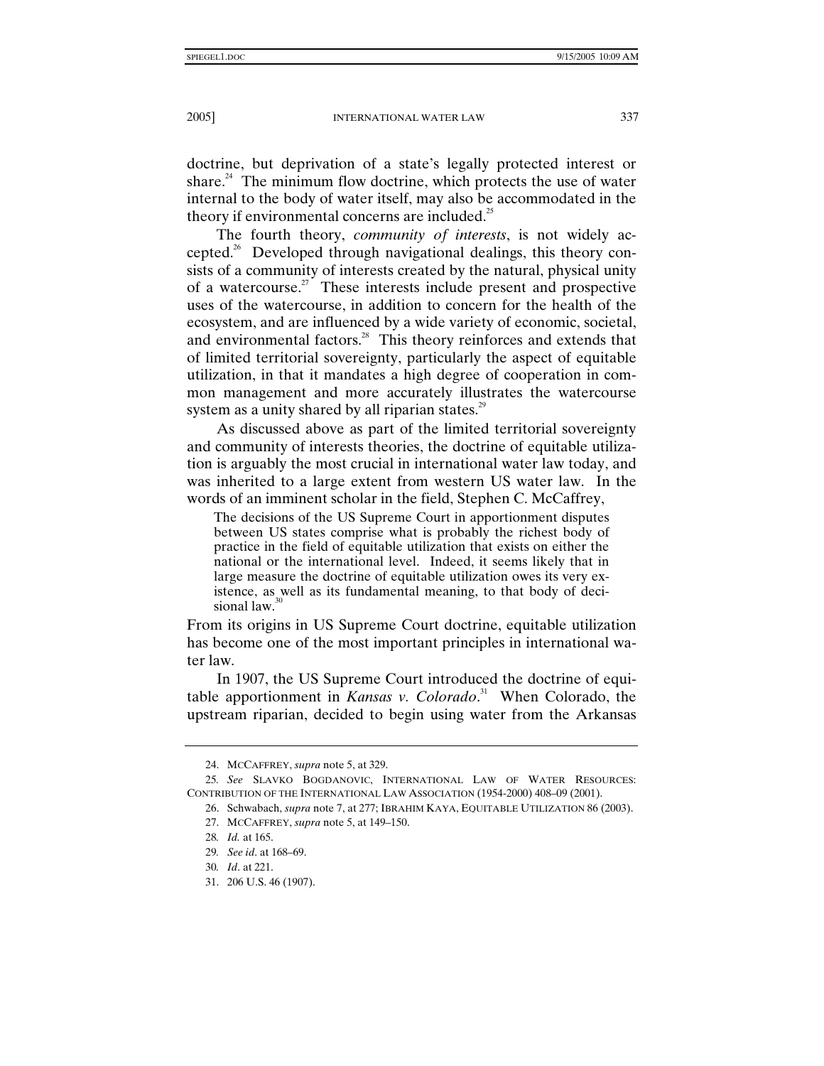doctrine, but deprivation of a state's legally protected interest or share.[24] The minimum flow doctrine, which protects the use of water internal to the body of water itself, may also be accommodated in the theory if environmental concerns are included.[25]

The fourth theory, *community of interests*, is not widely accepted.[26] Developed through navigational dealings, this theory consists of a community of interests created by the natural, physical unity of a watercourse.[27] These interests include present and prospective uses of the watercourse, in addition to concern for the health of the ecosystem, and are influenced by a wide variety of economic, societal, and environmental factors.[28] This theory reinforces and extends that of limited territorial sovereignty, particularly the aspect of equitable utilization, in that it mandates a high degree of cooperation in common management and more accurately illustrates the watercourse system as a unity shared by all riparian states.[29]

As discussed above as part of the limited territorial sovereignty and community of interests theories, the doctrine of equitable utilization is arguably the most crucial in international water law today, and was inherited to a large extent from western US water law. In the words of an imminent scholar in the field, Stephen C. McCaffrey,

> The decisions of the US Supreme Court in apportionment disputes between US states comprise what is probably the richest body of practice in the field of equitable utilization that exists on either the national or the international level. Indeed, it seems likely that in large measure the doctrine of equitable utilization owes its very existence, as well as its fundamental meaning, to that body of decisional law.[30]

From its origins in US Supreme Court doctrine, equitable utilization has become one of the most important principles in international water law.

In 1907, the US Supreme Court introduced the doctrine of equitable apportionment in *Kansas v. Colorado*.[31] When Colorado, the upstream riparian, decided to begin using water from the Arkansas

---

24. MCCAFFREY, *supra* note 5, at 329.

25. *See* SLAVKO BOGDANOVIC, INTERNATIONAL LAW OF WATER RESOURCES: CONTRIBUTION OF THE INTERNATIONAL LAW ASSOCIATION (1954-2000) 408–09 (2001).

26. Schwabach, *supra* note 7, at 277; IBRAHIM KAYA, EQUITABLE UTILIZATION 86 (2003).

27. MCCAFFREY, *supra* note 5, at 149–150.

28. *Id.* at 165.

29. *See id*. at 168–69.

30. *Id*. at 221.

31. 206 U.S. 46 (1907).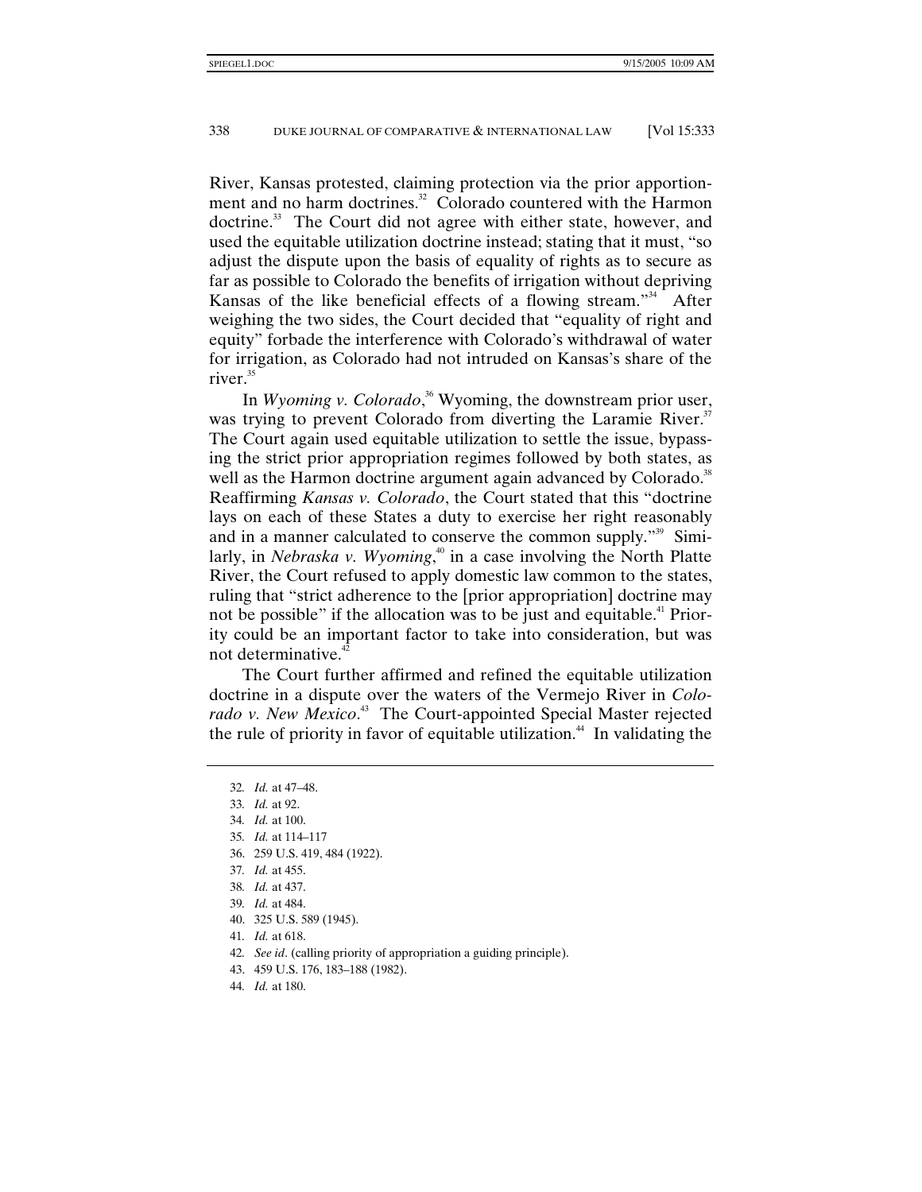River, Kansas protested, claiming protection via the prior apportionment and no harm doctrines.[32] Colorado countered with the Harmon doctrine.[33] The Court did not agree with either state, however, and used the equitable utilization doctrine instead; stating that it must, "so adjust the dispute upon the basis of equality of rights as to secure as far as possible to Colorado the benefits of irrigation without depriving Kansas of the like beneficial effects of a flowing stream."[34] After weighing the two sides, the Court decided that "equality of right and equity" forbade the interference with Colorado's withdrawal of water for irrigation, as Colorado had not intruded on Kansas's share of the river.[35]

In *Wyoming v. Colorado*,[36] Wyoming, the downstream prior user, was trying to prevent Colorado from diverting the Laramie River.[37] The Court again used equitable utilization to settle the issue, bypassing the strict prior appropriation regimes followed by both states, as well as the Harmon doctrine argument again advanced by Colorado.[38] Reaffirming *Kansas v. Colorado*, the Court stated that this "doctrine lays on each of these States a duty to exercise her right reasonably and in a manner calculated to conserve the common supply."[39] Similarly, in *Nebraska v. Wyoming*,[40] in a case involving the North Platte River, the Court refused to apply domestic law common to the states, ruling that "strict adherence to the [prior appropriation] doctrine may not be possible" if the allocation was to be just and equitable.[41] Priority could be an important factor to take into consideration, but was not determinative.[42]

The Court further affirmed and refined the equitable utilization doctrine in a dispute over the waters of the Vermejo River in *Colorado v. New Mexico*.[43] The Court-appointed Special Master rejected the rule of priority in favor of equitable utilization.[44] In validating the

---

32. *Id.* at 47–48.
33. *Id.* at 92.
34. *Id.* at 100.
35. *Id.* at 114–117
36. 259 U.S. 419, 484 (1922).
37. *Id.* at 455.
38. *Id.* at 437.
39. *Id.* at 484.
40. 325 U.S. 589 (1945).
41. *Id.* at 618.
42. *See id*. (calling priority of appropriation a guiding principle).
43. 459 U.S. 176, 183–188 (1982).
44. *Id.* at 180.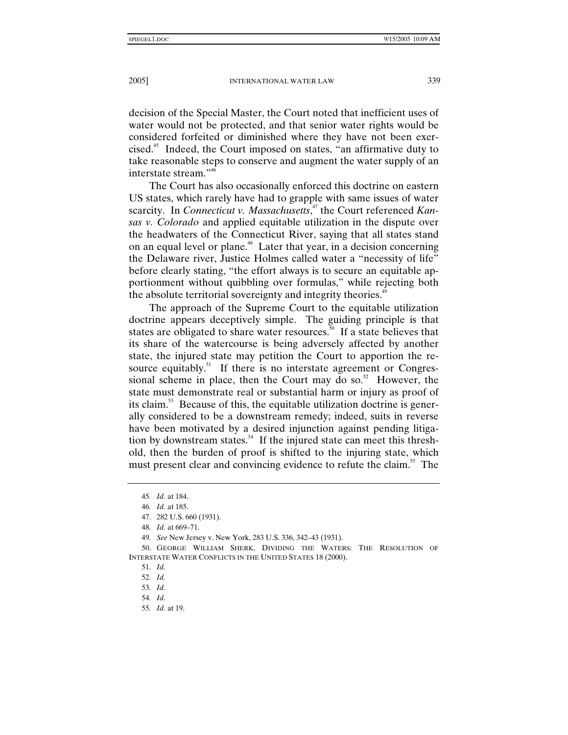decision of the Special Master, the Court noted that inefficient uses of water would not be protected, and that senior water rights would be considered forfeited or diminished where they have not been exercised.[45] Indeed, the Court imposed on states, "an affirmative duty to take reasonable steps to conserve and augment the water supply of an interstate stream."[46]

The Court has also occasionally enforced this doctrine on eastern US states, which rarely have had to grapple with same issues of water scarcity. In *Connecticut v. Massachusetts*,[47] the Court referenced *Kansas v. Colorado* and applied equitable utilization in the dispute over the headwaters of the Connecticut River, saying that all states stand on an equal level or plane.[48] Later that year, in a decision concerning the Delaware river, Justice Holmes called water a "necessity of life" before clearly stating, "the effort always is to secure an equitable apportionment without quibbling over formulas," while rejecting both the absolute territorial sovereignty and integrity theories.[49]

The approach of the Supreme Court to the equitable utilization doctrine appears deceptively simple. The guiding principle is that states are obligated to share water resources.[50] If a state believes that its share of the watercourse is being adversely affected by another state, the injured state may petition the Court to apportion the resource equitably.[51] If there is no interstate agreement or Congressional scheme in place, then the Court may do so.[52] However, the state must demonstrate real or substantial harm or injury as proof of its claim.[53] Because of this, the equitable utilization doctrine is generally considered to be a downstream remedy; indeed, suits in reverse have been motivated by a desired injunction against pending litigation by downstream states.[54] If the injured state can meet this threshold, then the burden of proof is shifted to the injuring state, which must present clear and convincing evidence to refute the claim.[55] The

---

45. *Id.* at 184.

46. *Id.* at 185.

47. 282 U.S. 660 (1931).

48. *Id.* at 669–71.

49. *See* New Jersey v. New York, 283 U.S. 336, 342–43 (1931).

50. GEORGE WILLIAM SHERK, DIVIDING THE WATERS: THE RESOLUTION OF INTERSTATE WATER CONFLICTS IN THE UNITED STATES 18 (2000).

51. *Id.*

52. *Id.*

53. *Id.*

54. *Id.*

55. *Id.* at 19.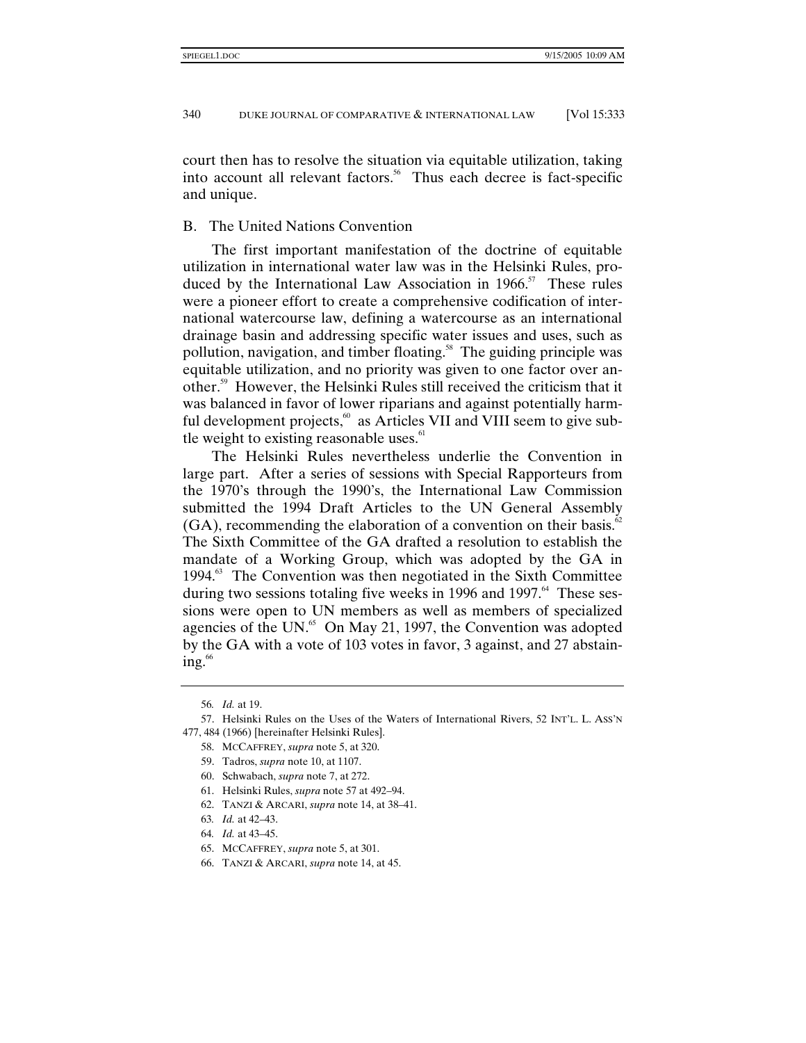court then has to resolve the situation via equitable utilization, taking into account all relevant factors.[56] Thus each decree is fact-specific and unique.

## B. The United Nations Convention

The first important manifestation of the doctrine of equitable utilization in international water law was in the Helsinki Rules, produced by the International Law Association in 1966.[57] These rules were a pioneer effort to create a comprehensive codification of international watercourse law, defining a watercourse as an international drainage basin and addressing specific water issues and uses, such as pollution, navigation, and timber floating.[58] The guiding principle was equitable utilization, and no priority was given to one factor over another.[59] However, the Helsinki Rules still received the criticism that it was balanced in favor of lower riparians and against potentially harmful development projects,[60] as Articles VII and VIII seem to give subtle weight to existing reasonable uses.[61]

The Helsinki Rules nevertheless underlie the Convention in large part. After a series of sessions with Special Rapporteurs from the 1970's through the 1990's, the International Law Commission submitted the 1994 Draft Articles to the UN General Assembly (GA), recommending the elaboration of a convention on their basis.[62] The Sixth Committee of the GA drafted a resolution to establish the mandate of a Working Group, which was adopted by the GA in 1994.[63] The Convention was then negotiated in the Sixth Committee during two sessions totaling five weeks in 1996 and 1997.[64] These sessions were open to UN members as well as members of specialized agencies of the UN.[65] On May 21, 1997, the Convention was adopted by the GA with a vote of 103 votes in favor, 3 against, and 27 abstaining.[66]

---

56. *Id.* at 19.

57. Helsinki Rules on the Uses of the Waters of International Rivers, 52 INT'L. L. ASS'N 477, 484 (1966) [hereinafter Helsinki Rules].

58. MCCAFFREY, *supra* note 5, at 320.

59. Tadros, *supra* note 10, at 1107.

60. Schwabach, *supra* note 7, at 272.

61. Helsinki Rules, *supra* note 57 at 492–94.

62. TANZI & ARCARI, *supra* note 14, at 38–41.

63. *Id.* at 42–43.

64. *Id.* at 43–45.

65. MCCAFFREY, *supra* note 5, at 301.

66. TANZI & ARCARI, *supra* note 14, at 45.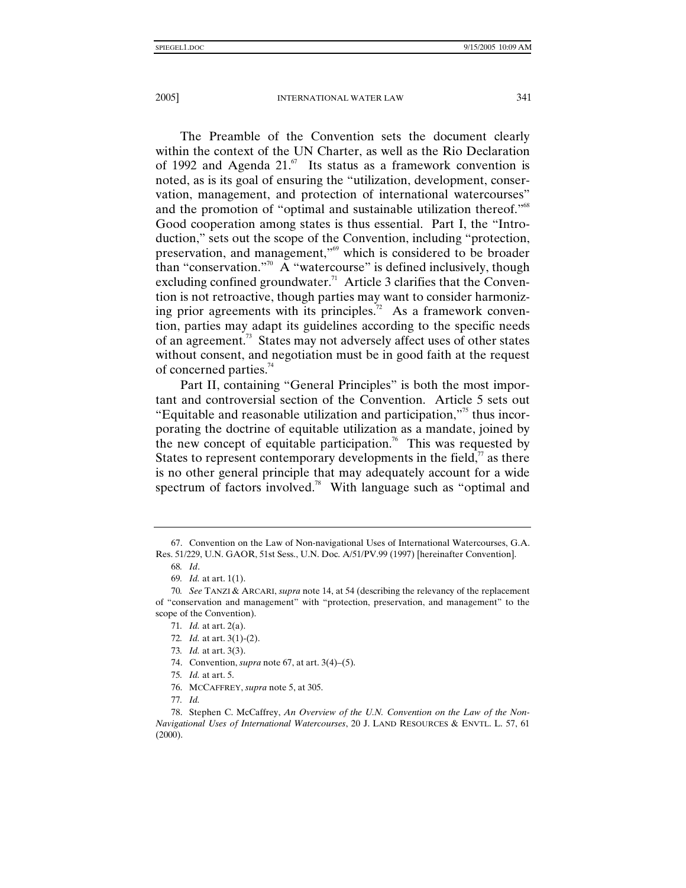The Preamble of the Convention sets the document clearly within the context of the UN Charter, as well as the Rio Declaration of 1992 and Agenda 21.[67] Its status as a framework convention is noted, as is its goal of ensuring the "utilization, development, conservation, management, and protection of international watercourses" and the promotion of "optimal and sustainable utilization thereof."[68] Good cooperation among states is thus essential. Part I, the "Introduction," sets out the scope of the Convention, including "protection, preservation, and management,"[69] which is considered to be broader than "conservation."[70] A "watercourse" is defined inclusively, though excluding confined groundwater.[71] Article 3 clarifies that the Convention is not retroactive, though parties may want to consider harmonizing prior agreements with its principles.[72] As a framework convention, parties may adapt its guidelines according to the specific needs of an agreement.[73] States may not adversely affect uses of other states without consent, and negotiation must be in good faith at the request of concerned parties.[74]

Part II, containing "General Principles" is both the most important and controversial section of the Convention. Article 5 sets out "Equitable and reasonable utilization and participation,"[75] thus incorporating the doctrine of equitable utilization as a mandate, joined by the new concept of equitable participation.[76] This was requested by States to represent contemporary developments in the field,[77] as there is no other general principle that may adequately account for a wide spectrum of factors involved.[78] With language such as "optimal and

---

67. Convention on the Law of Non-navigational Uses of International Watercourses, G.A. Res. 51/229, U.N. GAOR, 51st Sess., U.N. Doc. A/51/PV.99 (1997) [hereinafter Convention].

68. *Id*.

69. *Id.* at art. 1(1).

70. *See* TANZI & ARCARI, *supra* note 14, at 54 (describing the relevancy of the replacement of "conservation and management" with "protection, preservation, and management" to the scope of the Convention).

71. *Id.* at art. 2(a).

72. *Id.* at art. 3(1)-(2).

73. *Id.* at art. 3(3).

74. Convention, *supra* note 67, at art. 3(4)–(5).

75. *Id.* at art. 5.

76. MCCAFFREY, *supra* note 5, at 305.

77. *Id.*

78. Stephen C. McCaffrey, *An Overview of the U.N. Convention on the Law of the Non-Navigational Uses of International Watercourses*, 20 J. LAND RESOURCES & ENVTL. L. 57, 61 (2000).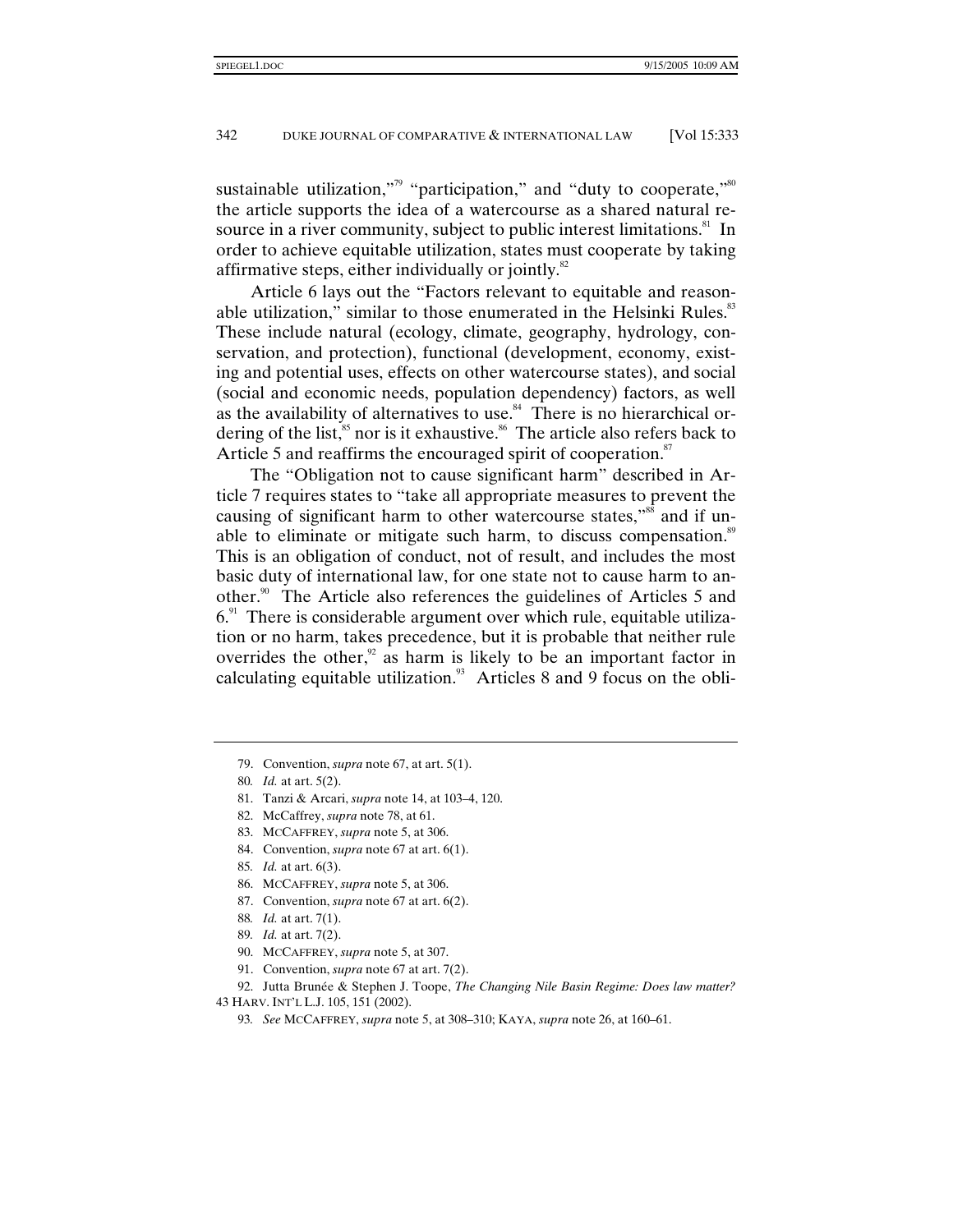sustainable utilization,"[79] "participation," and "duty to cooperate,"[80] the article supports the idea of a watercourse as a shared natural resource in a river community, subject to public interest limitations.[81] In order to achieve equitable utilization, states must cooperate by taking affirmative steps, either individually or jointly.[82]

Article 6 lays out the "Factors relevant to equitable and reasonable utilization," similar to those enumerated in the Helsinki Rules.[83] These include natural (ecology, climate, geography, hydrology, conservation, and protection), functional (development, economy, existing and potential uses, effects on other watercourse states), and social (social and economic needs, population dependency) factors, as well as the availability of alternatives to use.[84] There is no hierarchical ordering of the list,[85] nor is it exhaustive.[86] The article also refers back to Article 5 and reaffirms the encouraged spirit of cooperation.[87]

The "Obligation not to cause significant harm" described in Article 7 requires states to "take all appropriate measures to prevent the causing of significant harm to other watercourse states,"[88] and if unable to eliminate or mitigate such harm, to discuss compensation.[89] This is an obligation of conduct, not of result, and includes the most basic duty of international law, for one state not to cause harm to another.[90] The Article also references the guidelines of Articles 5 and 6.[91] There is considerable argument over which rule, equitable utilization or no harm, takes precedence, but it is probable that neither rule overrides the other,[92] as harm is likely to be an important factor in calculating equitable utilization.[93] Articles 8 and 9 focus on the obli-

---

79. Convention, *supra* note 67, at art. 5(1).

80. *Id.* at art. 5(2).

81. Tanzi & Arcari, *supra* note 14, at 103–4, 120.

82. McCaffrey, *supra* note 78, at 61.

83. MCCAFFREY, *supra* note 5, at 306.

84. Convention, *supra* note 67 at art. 6(1).

85. *Id.* at art. 6(3).

86. MCCAFFREY, *supra* note 5, at 306.

87. Convention, *supra* note 67 at art. 6(2).

88. *Id.* at art. 7(1).

89. *Id.* at art. 7(2).

90. MCCAFFREY, *supra* note 5, at 307.

91. Convention, *supra* note 67 at art. 7(2).

92. Jutta Brunée & Stephen J. Toope, *The Changing Nile Basin Regime: Does law matter?* 43 HARV. INT'L L.J. 105, 151 (2002).

93. *See* MCCAFFREY, *supra* note 5, at 308–310; KAYA, *supra* note 26, at 160–61.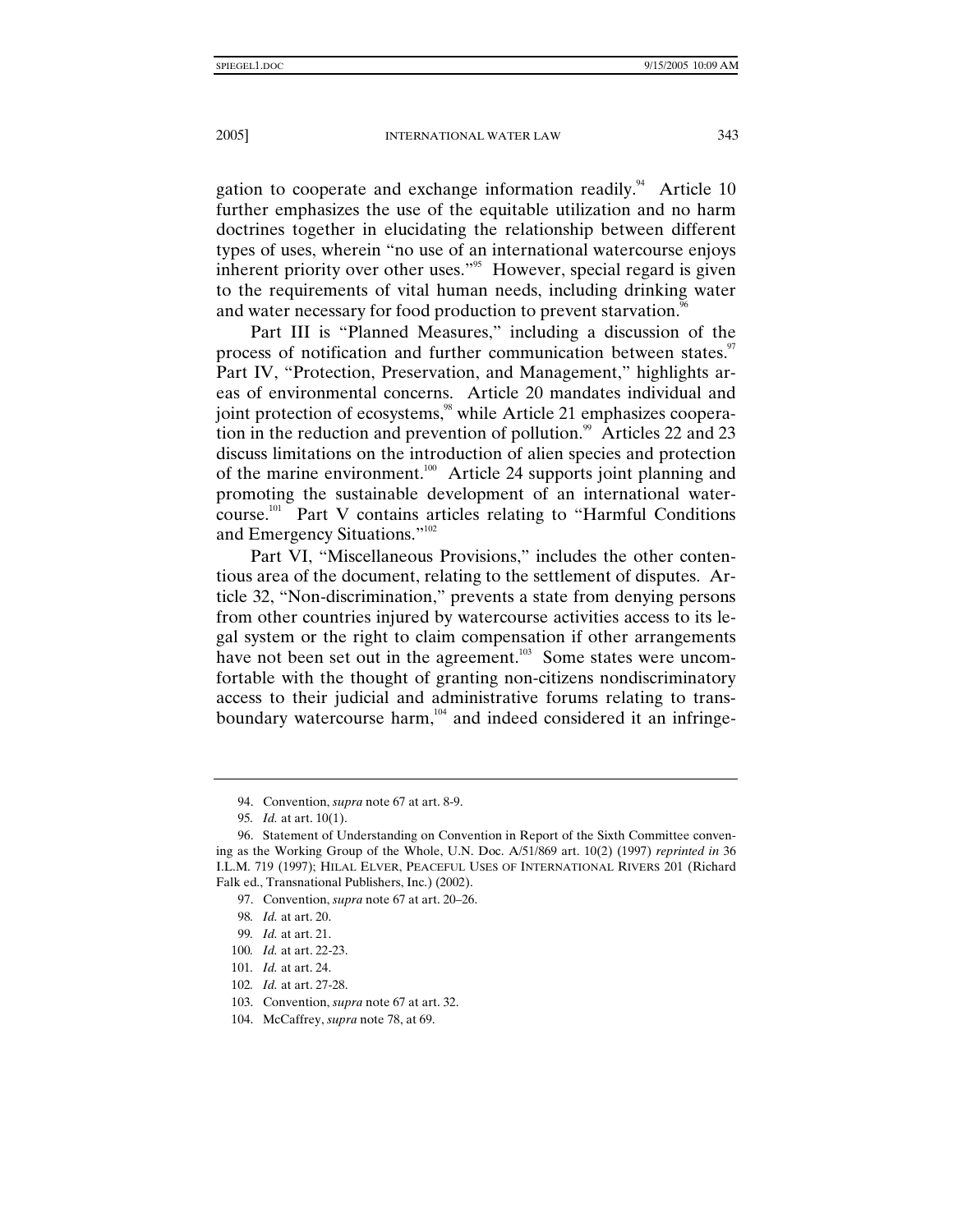gation to cooperate and exchange information readily.[94] Article 10 further emphasizes the use of the equitable utilization and no harm doctrines together in elucidating the relationship between different types of uses, wherein "no use of an international watercourse enjoys inherent priority over other uses."[95] However, special regard is given to the requirements of vital human needs, including drinking water and water necessary for food production to prevent starvation.[96]

Part III is "Planned Measures," including a discussion of the process of notification and further communication between states.[97] Part IV, "Protection, Preservation, and Management," highlights areas of environmental concerns. Article 20 mandates individual and joint protection of ecosystems,[98] while Article 21 emphasizes cooperation in the reduction and prevention of pollution.[99] Articles 22 and 23 discuss limitations on the introduction of alien species and protection of the marine environment.[100] Article 24 supports joint planning and promoting the sustainable development of an international watercourse.[101] Part V contains articles relating to "Harmful Conditions and Emergency Situations."[102]

Part VI, "Miscellaneous Provisions," includes the other contentious area of the document, relating to the settlement of disputes. Article 32, "Non-discrimination," prevents a state from denying persons from other countries injured by watercourse activities access to its legal system or the right to claim compensation if other arrangements have not been set out in the agreement.[103] Some states were uncomfortable with the thought of granting non-citizens nondiscriminatory access to their judicial and administrative forums relating to transboundary watercourse harm,[104] and indeed considered it an infringe-

---

94. Convention, *supra* note 67 at art. 8-9.

95. *Id.* at art. 10(1).

96. Statement of Understanding on Convention in Report of the Sixth Committee convening as the Working Group of the Whole, U.N. Doc. A/51/869 art. 10(2) (1997) *reprinted in* 36 I.L.M. 719 (1997); HILAL ELVER, PEACEFUL USES OF INTERNATIONAL RIVERS 201 (Richard Falk ed., Transnational Publishers, Inc.) (2002).

97. Convention, *supra* note 67 at art. 20–26.

98. *Id.* at art. 20.

99. *Id.* at art. 21.

100. *Id.* at art. 22-23.

101. *Id.* at art. 24.

102. *Id.* at art. 27-28.

103. Convention, *supra* note 67 at art. 32.

104. McCaffrey, *supra* note 78, at 69.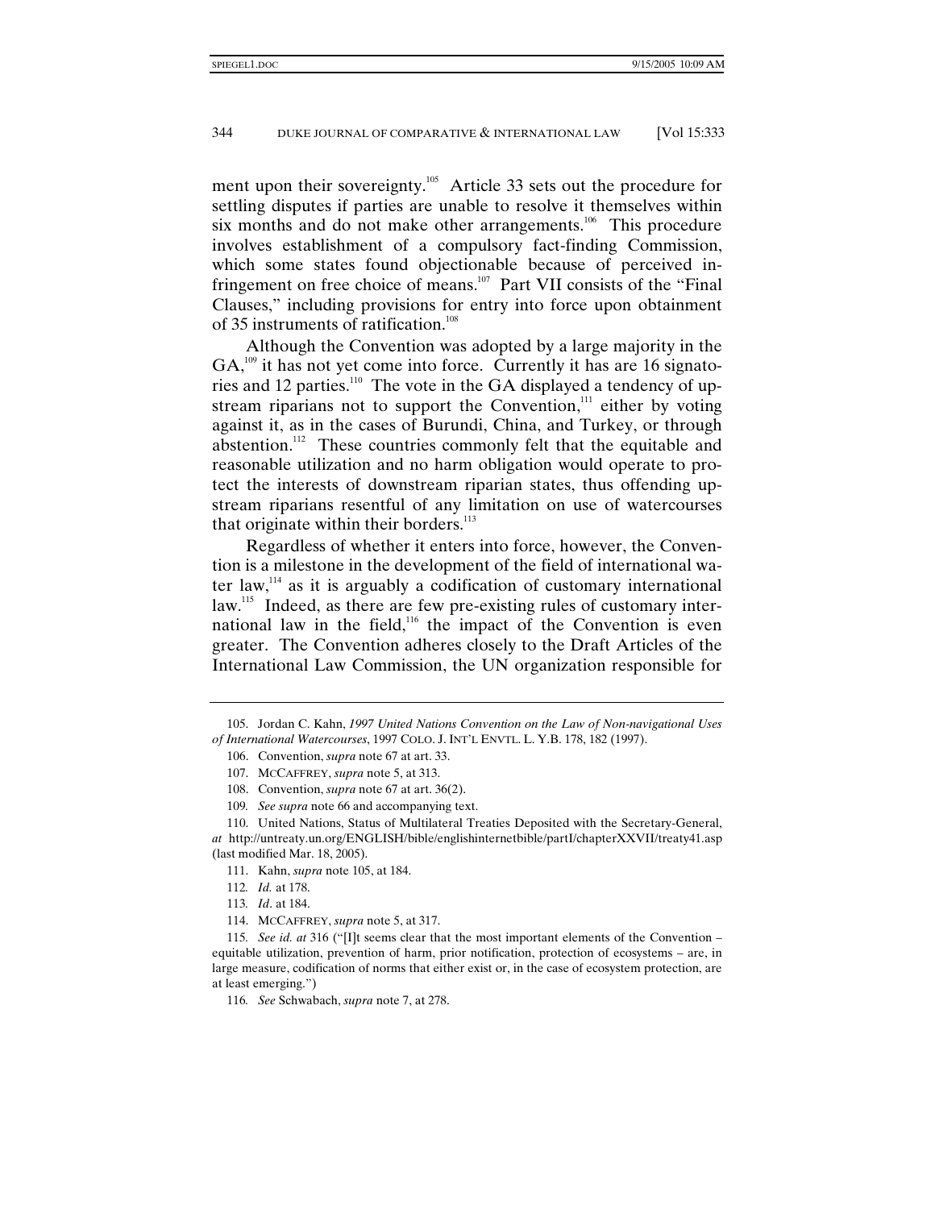ment upon their sovereignty.[105] Article 33 sets out the procedure for settling disputes if parties are unable to resolve it themselves within six months and do not make other arrangements.[106] This procedure involves establishment of a compulsory fact-finding Commission, which some states found objectionable because of perceived infringement on free choice of means.[107] Part VII consists of the "Final Clauses," including provisions for entry into force upon obtainment of 35 instruments of ratification.[108]

Although the Convention was adopted by a large majority in the GA,[109] it has not yet come into force. Currently it has are 16 signatories and 12 parties.[110] The vote in the GA displayed a tendency of upstream riparians not to support the Convention,[111] either by voting against it, as in the cases of Burundi, China, and Turkey, or through abstention.[112] These countries commonly felt that the equitable and reasonable utilization and no harm obligation would operate to protect the interests of downstream riparian states, thus offending upstream riparians resentful of any limitation on use of watercourses that originate within their borders.[113]

Regardless of whether it enters into force, however, the Convention is a milestone in the development of the field of international water law,[114] as it is arguably a codification of customary international law.[115] Indeed, as there are few pre-existing rules of customary international law in the field,[116] the impact of the Convention is even greater. The Convention adheres closely to the Draft Articles of the International Law Commission, the UN organization responsible for

---

105. Jordan C. Kahn, *1997 United Nations Convention on the Law of Non-navigational Uses of International Watercourses*, 1997 COLO. J. INT'L ENVTL. L. Y.B. 178, 182 (1997).

106. Convention, *supra* note 67 at art. 33.

107. MCCAFFREY, *supra* note 5, at 313.

108. Convention, *supra* note 67 at art. 36(2).

109. *See supra* note 66 and accompanying text.

110. United Nations, Status of Multilateral Treaties Deposited with the Secretary-General, *at* http://untreaty.un.org/ENGLISH/bible/englishinternetbible/partI/chapterXXVII/treaty41.asp (last modified Mar. 18, 2005).

111. Kahn, *supra* note 105, at 184.

112. *Id.* at 178.

113. *Id*. at 184.

114. MCCAFFREY, *supra* note 5, at 317.

115. *See id. at* 316 ("[I]t seems clear that the most important elements of the Convention – equitable utilization, prevention of harm, prior notification, protection of ecosystems – are, in large measure, codification of norms that either exist or, in the case of ecosystem protection, are at least emerging.")

116. *See* Schwabach, *supra* note 7, at 278.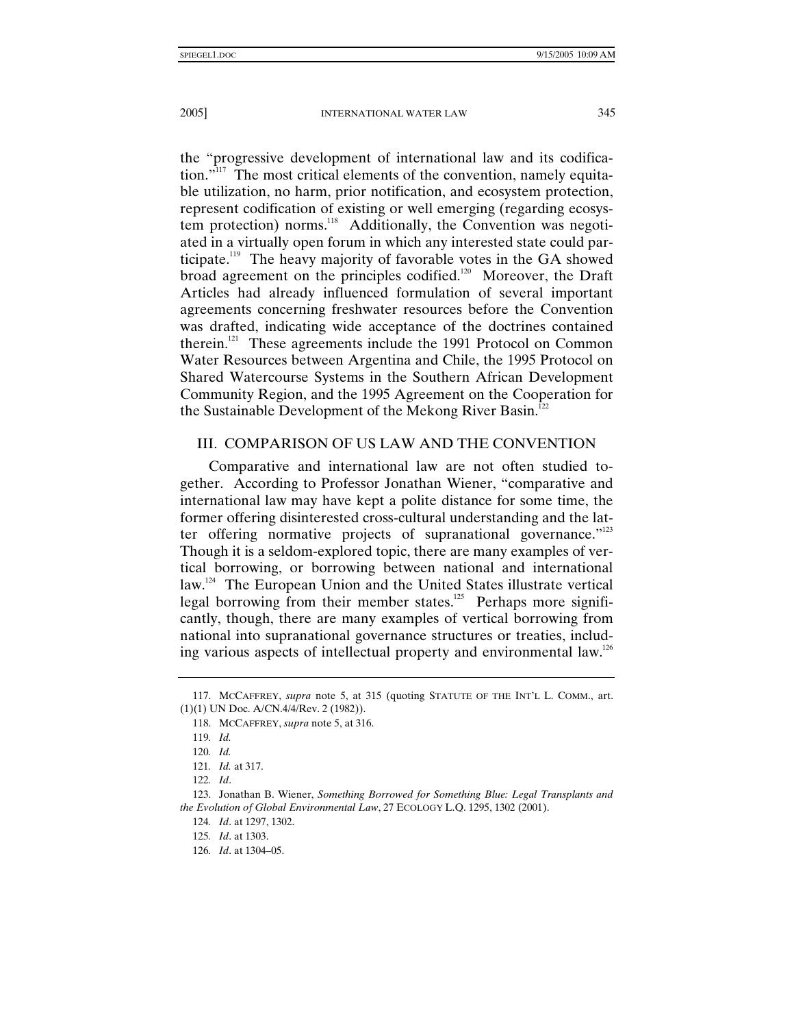the "progressive development of international law and its codification."[117] The most critical elements of the convention, namely equitable utilization, no harm, prior notification, and ecosystem protection, represent codification of existing or well emerging (regarding ecosystem protection) norms.[118] Additionally, the Convention was negotiated in a virtually open forum in which any interested state could participate.[119] The heavy majority of favorable votes in the GA showed broad agreement on the principles codified.[120] Moreover, the Draft Articles had already influenced formulation of several important agreements concerning freshwater resources before the Convention was drafted, indicating wide acceptance of the doctrines contained therein.[121] These agreements include the 1991 Protocol on Common Water Resources between Argentina and Chile, the 1995 Protocol on Shared Watercourse Systems in the Southern African Development Community Region, and the 1995 Agreement on the Cooperation for the Sustainable Development of the Mekong River Basin.[122]

## III. COMPARISON OF US LAW AND THE CONVENTION

Comparative and international law are not often studied together. According to Professor Jonathan Wiener, "comparative and international law may have kept a polite distance for some time, the former offering disinterested cross-cultural understanding and the latter offering normative projects of supranational governance."[123] Though it is a seldom-explored topic, there are many examples of vertical borrowing, or borrowing between national and international law.[124] The European Union and the United States illustrate vertical legal borrowing from their member states.[125] Perhaps more significantly, though, there are many examples of vertical borrowing from national into supranational governance structures or treaties, including various aspects of intellectual property and environmental law.[126]

---

117. MCCAFFREY, *supra* note 5, at 315 (quoting STATUTE OF THE INT'L L. COMM., art. (1)(1) UN Doc. A/CN.4/4/Rev. 2 (1982)).

118. MCCAFFREY, *supra* note 5, at 316.

119. *Id.*

120. *Id.*

121. *Id.* at 317.

122. *Id*.

123. Jonathan B. Wiener, *Something Borrowed for Something Blue: Legal Transplants and the Evolution of Global Environmental Law*, 27 ECOLOGY L.Q. 1295, 1302 (2001).

124. *Id*. at 1297, 1302.

125. *Id*. at 1303.

126. *Id*. at 1304–05.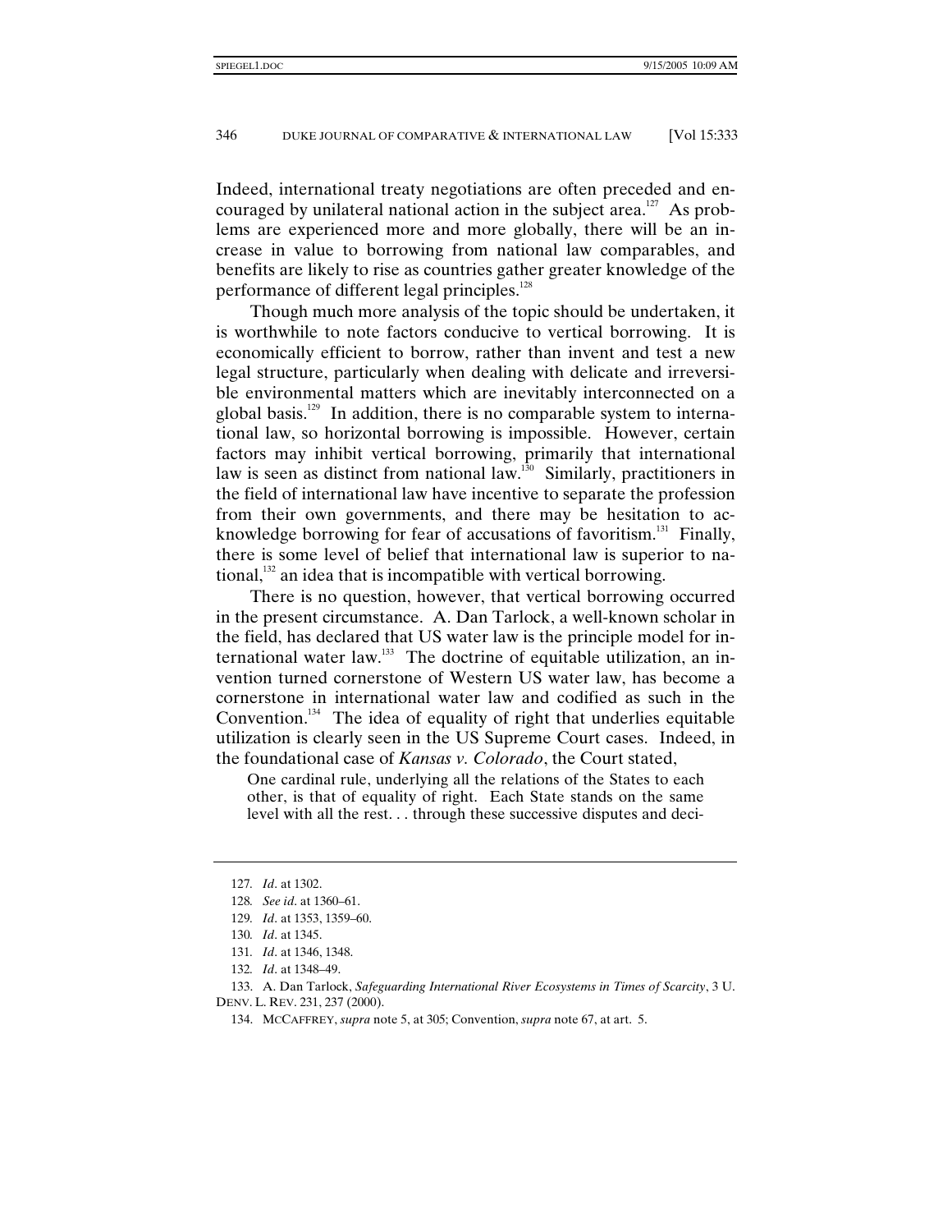Indeed, international treaty negotiations are often preceded and encouraged by unilateral national action in the subject area.[127] As problems are experienced more and more globally, there will be an increase in value to borrowing from national law comparables, and benefits are likely to rise as countries gather greater knowledge of the performance of different legal principles.[128]

Though much more analysis of the topic should be undertaken, it is worthwhile to note factors conducive to vertical borrowing. It is economically efficient to borrow, rather than invent and test a new legal structure, particularly when dealing with delicate and irreversible environmental matters which are inevitably interconnected on a global basis.[129] In addition, there is no comparable system to international law, so horizontal borrowing is impossible. However, certain factors may inhibit vertical borrowing, primarily that international law is seen as distinct from national law.[130] Similarly, practitioners in the field of international law have incentive to separate the profession from their own governments, and there may be hesitation to acknowledge borrowing for fear of accusations of favoritism.[131] Finally, there is some level of belief that international law is superior to national,[132] an idea that is incompatible with vertical borrowing.

There is no question, however, that vertical borrowing occurred in the present circumstance. A. Dan Tarlock, a well-known scholar in the field, has declared that US water law is the principle model for international water law.[133] The doctrine of equitable utilization, an invention turned cornerstone of Western US water law, has become a cornerstone in international water law and codified as such in the Convention.[134] The idea of equality of right that underlies equitable utilization is clearly seen in the US Supreme Court cases. Indeed, in the foundational case of *Kansas v. Colorado*, the Court stated,

> One cardinal rule, underlying all the relations of the States to each other, is that of equality of right. Each State stands on the same level with all the rest. . . through these successive disputes and deci-

---

127. *Id*. at 1302.

128. *See id*. at 1360–61.

129. *Id*. at 1353, 1359–60.

130. *Id*. at 1345.

131. *Id*. at 1346, 1348.

132. *Id*. at 1348–49.

133. A. Dan Tarlock, *Safeguarding International River Ecosystems in Times of Scarcity*, 3 U. DENV. L. REV. 231, 237 (2000).

134. MCCAFFREY, *supra* note 5, at 305; Convention, *supra* note 67, at art. 5.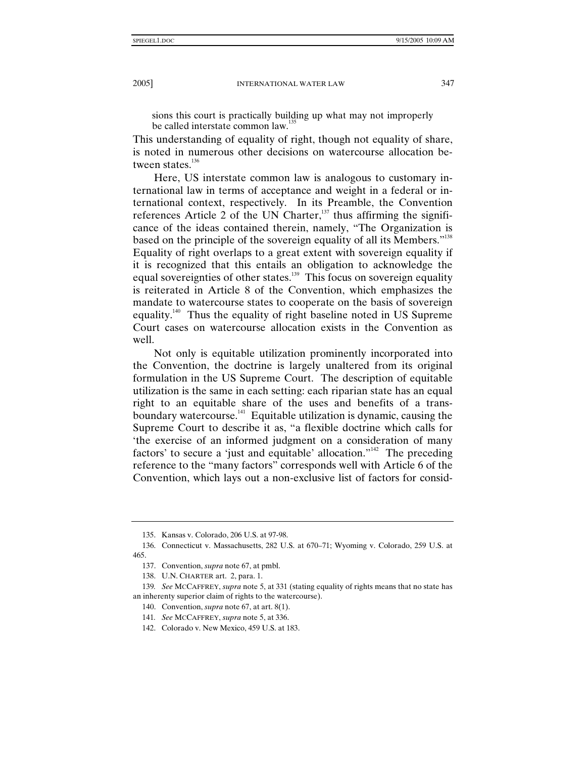sions this court is practically building up what may not improperly be called interstate common law.[135]

This understanding of equality of right, though not equality of share, is noted in numerous other decisions on watercourse allocation between states.[136]

Here, US interstate common law is analogous to customary international law in terms of acceptance and weight in a federal or international context, respectively. In its Preamble, the Convention references Article 2 of the UN Charter,[137] thus affirming the significance of the ideas contained therein, namely, "The Organization is based on the principle of the sovereign equality of all its Members."[138] Equality of right overlaps to a great extent with sovereign equality if it is recognized that this entails an obligation to acknowledge the equal sovereignties of other states.[139] This focus on sovereign equality is reiterated in Article 8 of the Convention, which emphasizes the mandate to watercourse states to cooperate on the basis of sovereign equality.[140] Thus the equality of right baseline noted in US Supreme Court cases on watercourse allocation exists in the Convention as well.

Not only is equitable utilization prominently incorporated into the Convention, the doctrine is largely unaltered from its original formulation in the US Supreme Court. The description of equitable utilization is the same in each setting: each riparian state has an equal right to an equitable share of the uses and benefits of a transboundary watercourse.[141] Equitable utilization is dynamic, causing the Supreme Court to describe it as, "a flexible doctrine which calls for 'the exercise of an informed judgment on a consideration of many factors' to secure a 'just and equitable' allocation."[142] The preceding reference to the "many factors" corresponds well with Article 6 of the Convention, which lays out a non-exclusive list of factors for consid-

---

135. Kansas v. Colorado, 206 U.S. at 97-98.

136. Connecticut v. Massachusetts, 282 U.S. at 670–71; Wyoming v. Colorado, 259 U.S. at 465.

137. Convention, *supra* note 67, at pmbl.

138. U.N. CHARTER art. 2, para. 1.

139. *See* MCCAFFREY, *supra* note 5, at 331 (stating equality of rights means that no state has an inherently superior claim of rights to the watercourse).

140. Convention, *supra* note 67, at art. 8(1).

141. *See* MCCAFFREY, *supra* note 5, at 336.

142. Colorado v. New Mexico, 459 U.S. at 183.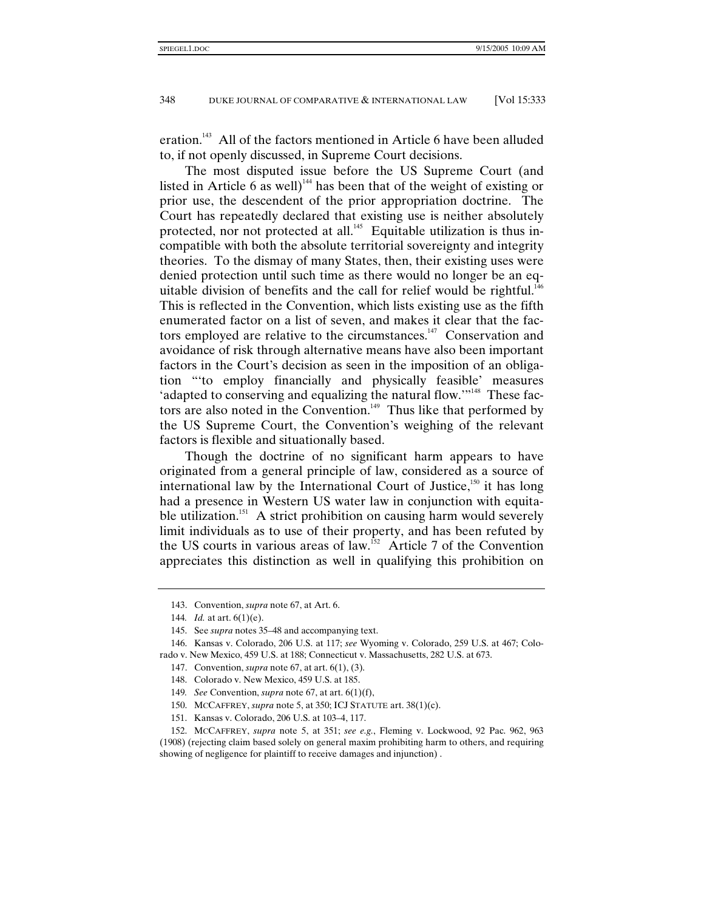eration.[143] All of the factors mentioned in Article 6 have been alluded to, if not openly discussed, in Supreme Court decisions.

The most disputed issue before the US Supreme Court (and listed in Article 6 as well)[144] has been that of the weight of existing or prior use, the descendent of the prior appropriation doctrine. The Court has repeatedly declared that existing use is neither absolutely protected, nor not protected at all.[145] Equitable utilization is thus incompatible with both the absolute territorial sovereignty and integrity theories. To the dismay of many States, then, their existing uses were denied protection until such time as there would no longer be an equitable division of benefits and the call for relief would be rightful.[146] This is reflected in the Convention, which lists existing use as the fifth enumerated factor on a list of seven, and makes it clear that the factors employed are relative to the circumstances.[147] Conservation and avoidance of risk through alternative means have also been important factors in the Court's decision as seen in the imposition of an obligation "'to employ financially and physically feasible' measures 'adapted to conserving and equalizing the natural flow.'"[148] These factors are also noted in the Convention.[149] Thus like that performed by the US Supreme Court, the Convention's weighing of the relevant factors is flexible and situationally based.

Though the doctrine of no significant harm appears to have originated from a general principle of law, considered as a source of international law by the International Court of Justice,[150] it has long had a presence in Western US water law in conjunction with equitable utilization.[151] A strict prohibition on causing harm would severely limit individuals as to use of their property, and has been refuted by the US courts in various areas of law.[152] Article 7 of the Convention appreciates this distinction as well in qualifying this prohibition on

---

143. Convention, *supra* note 67, at Art. 6.

144. *Id.* at art. 6(1)(e).

145. See *supra* notes 35–48 and accompanying text.

146. Kansas v. Colorado, 206 U.S. at 117; *see* Wyoming v. Colorado, 259 U.S. at 467; Colorado v. New Mexico, 459 U.S. at 188; Connecticut v. Massachusetts, 282 U.S. at 673.

147. Convention, *supra* note 67, at art. 6(1), (3).

148. Colorado v. New Mexico, 459 U.S. at 185.

149. *See* Convention, *supra* note 67, at art. 6(1)(f),

150. MCCAFFREY, *supra* note 5, at 350; ICJ STATUTE art. 38(1)(c).

151. Kansas v. Colorado, 206 U.S. at 103–4, 117.

152. MCCAFFREY, *supra* note 5, at 351; *see e.g.*, Fleming v. Lockwood, 92 Pac. 962, 963 (1908) (rejecting claim based solely on general maxim prohibiting harm to others, and requiring showing of negligence for plaintiff to receive damages and injunction) .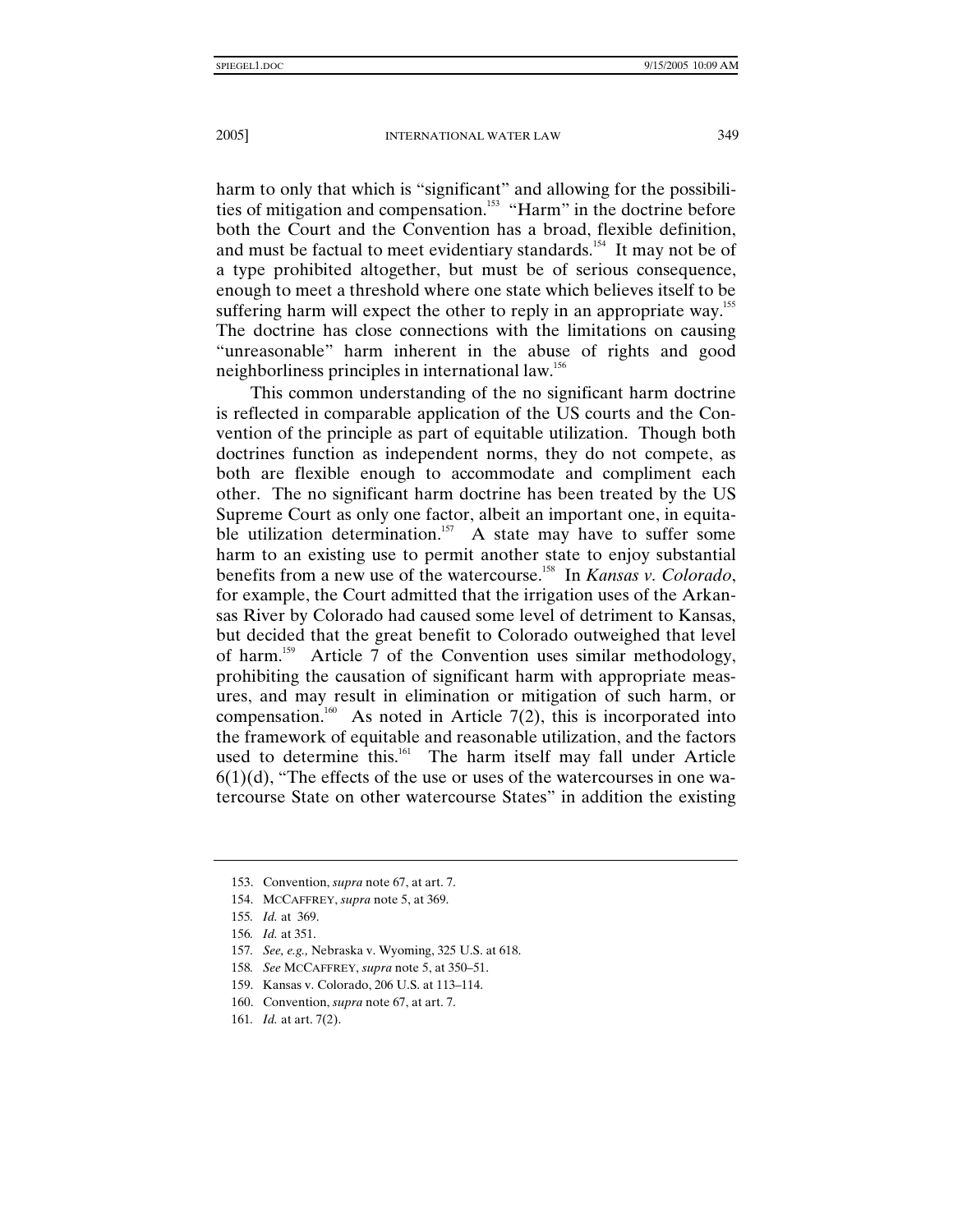harm to only that which is "significant" and allowing for the possibilities of mitigation and compensation.[153] "Harm" in the doctrine before both the Court and the Convention has a broad, flexible definition, and must be factual to meet evidentiary standards.[154] It may not be of a type prohibited altogether, but must be of serious consequence, enough to meet a threshold where one state which believes itself to be suffering harm will expect the other to reply in an appropriate way.[155] The doctrine has close connections with the limitations on causing "unreasonable" harm inherent in the abuse of rights and good neighborliness principles in international law.[156]

This common understanding of the no significant harm doctrine is reflected in comparable application of the US courts and the Convention of the principle as part of equitable utilization. Though both doctrines function as independent norms, they do not compete, as both are flexible enough to accommodate and compliment each other. The no significant harm doctrine has been treated by the US Supreme Court as only one factor, albeit an important one, in equitable utilization determination.[157] A state may have to suffer some harm to an existing use to permit another state to enjoy substantial benefits from a new use of the watercourse.[158] In *Kansas v. Colorado*, for example, the Court admitted that the irrigation uses of the Arkansas River by Colorado had caused some level of detriment to Kansas, but decided that the great benefit to Colorado outweighed that level of harm.[159] Article 7 of the Convention uses similar methodology, prohibiting the causation of significant harm with appropriate measures, and may result in elimination or mitigation of such harm, or compensation.[160] As noted in Article 7(2), this is incorporated into the framework of equitable and reasonable utilization, and the factors used to determine this.[161] The harm itself may fall under Article 6(1)(d), "The effects of the use or uses of the watercourses in one watercourse State on other watercourse States" in addition the existing

153. Convention, *supra* note 67, at art. 7.

154. MCCAFFREY, *supra* note 5, at 369.

155. *Id.* at 369.

156. *Id.* at 351.

157. *See, e.g.,* Nebraska v. Wyoming, 325 U.S. at 618.

158. *See* MCCAFFREY, *supra* note 5, at 350–51.

159. Kansas v. Colorado, 206 U.S. at 113–114.

160. Convention, *supra* note 67, at art. 7.

161. *Id.* at art. 7(2).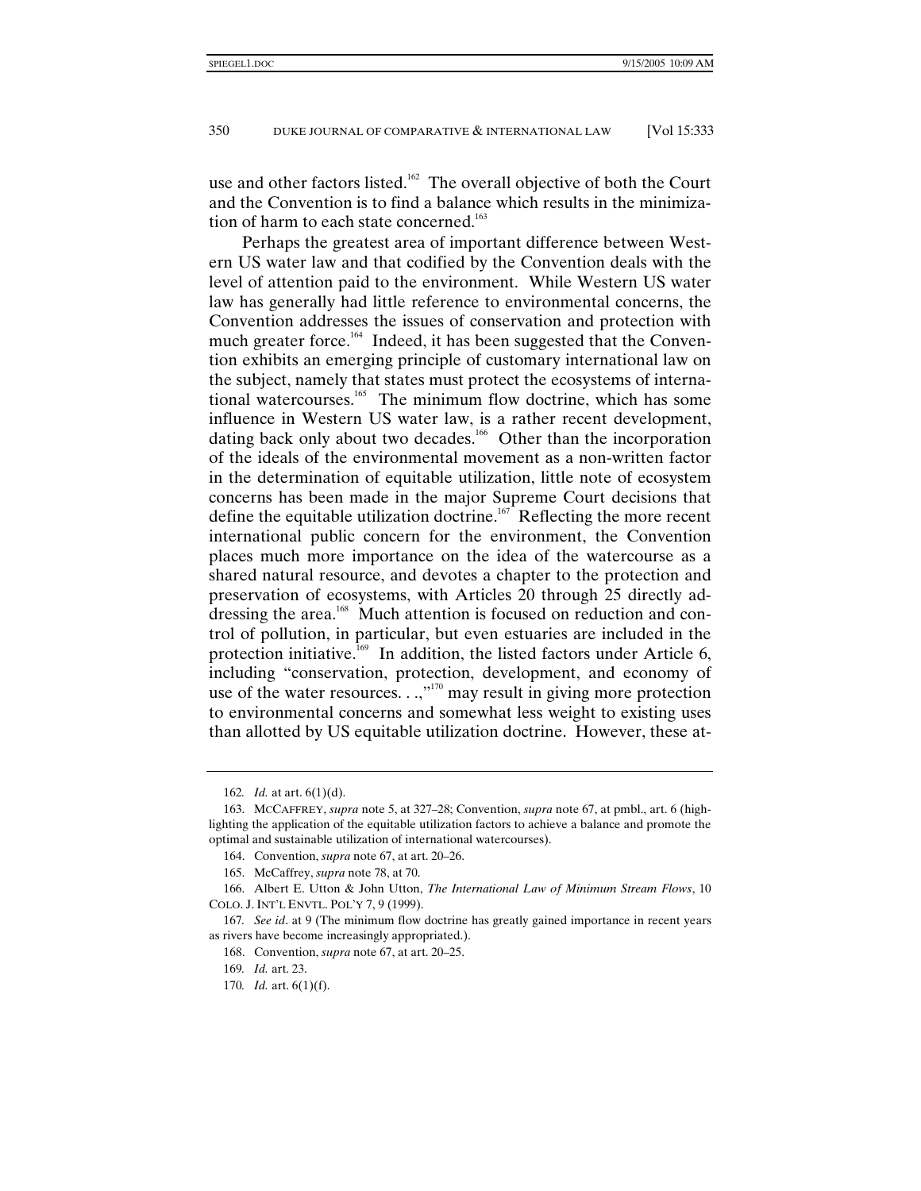use and other factors listed.[162] The overall objective of both the Court and the Convention is to find a balance which results in the minimization of harm to each state concerned.[163]

Perhaps the greatest area of important difference between Western US water law and that codified by the Convention deals with the level of attention paid to the environment. While Western US water law has generally had little reference to environmental concerns, the Convention addresses the issues of conservation and protection with much greater force.[164] Indeed, it has been suggested that the Convention exhibits an emerging principle of customary international law on the subject, namely that states must protect the ecosystems of international watercourses.[165] The minimum flow doctrine, which has some influence in Western US water law, is a rather recent development, dating back only about two decades.[166] Other than the incorporation of the ideals of the environmental movement as a non-written factor in the determination of equitable utilization, little note of ecosystem concerns has been made in the major Supreme Court decisions that define the equitable utilization doctrine.[167] Reflecting the more recent international public concern for the environment, the Convention places much more importance on the idea of the watercourse as a shared natural resource, and devotes a chapter to the protection and preservation of ecosystems, with Articles 20 through 25 directly addressing the area.[168] Much attention is focused on reduction and control of pollution, in particular, but even estuaries are included in the protection initiative.[169] In addition, the listed factors under Article 6, including "conservation, protection, development, and economy of use of the water resources. . .,"[170] may result in giving more protection to environmental concerns and somewhat less weight to existing uses than allotted by US equitable utilization doctrine. However, these at-

---

162. *Id.* at art. 6(1)(d).

163. MCCAFFREY, *supra* note 5, at 327–28; Convention, *supra* note 67, at pmbl., art. 6 (highlighting the application of the equitable utilization factors to achieve a balance and promote the optimal and sustainable utilization of international watercourses).

164. Convention, *supra* note 67, at art. 20–26.

165. McCaffrey, *supra* note 78, at 70.

166. Albert E. Utton & John Utton, *The International Law of Minimum Stream Flows*, 10 COLO. J. INT'L ENVTL. POL'Y 7, 9 (1999).

167. *See id*. at 9 (The minimum flow doctrine has greatly gained importance in recent years as rivers have become increasingly appropriated.).

168. Convention, *supra* note 67, at art. 20–25.

169. *Id.* art. 23.

170. *Id.* art. 6(1)(f).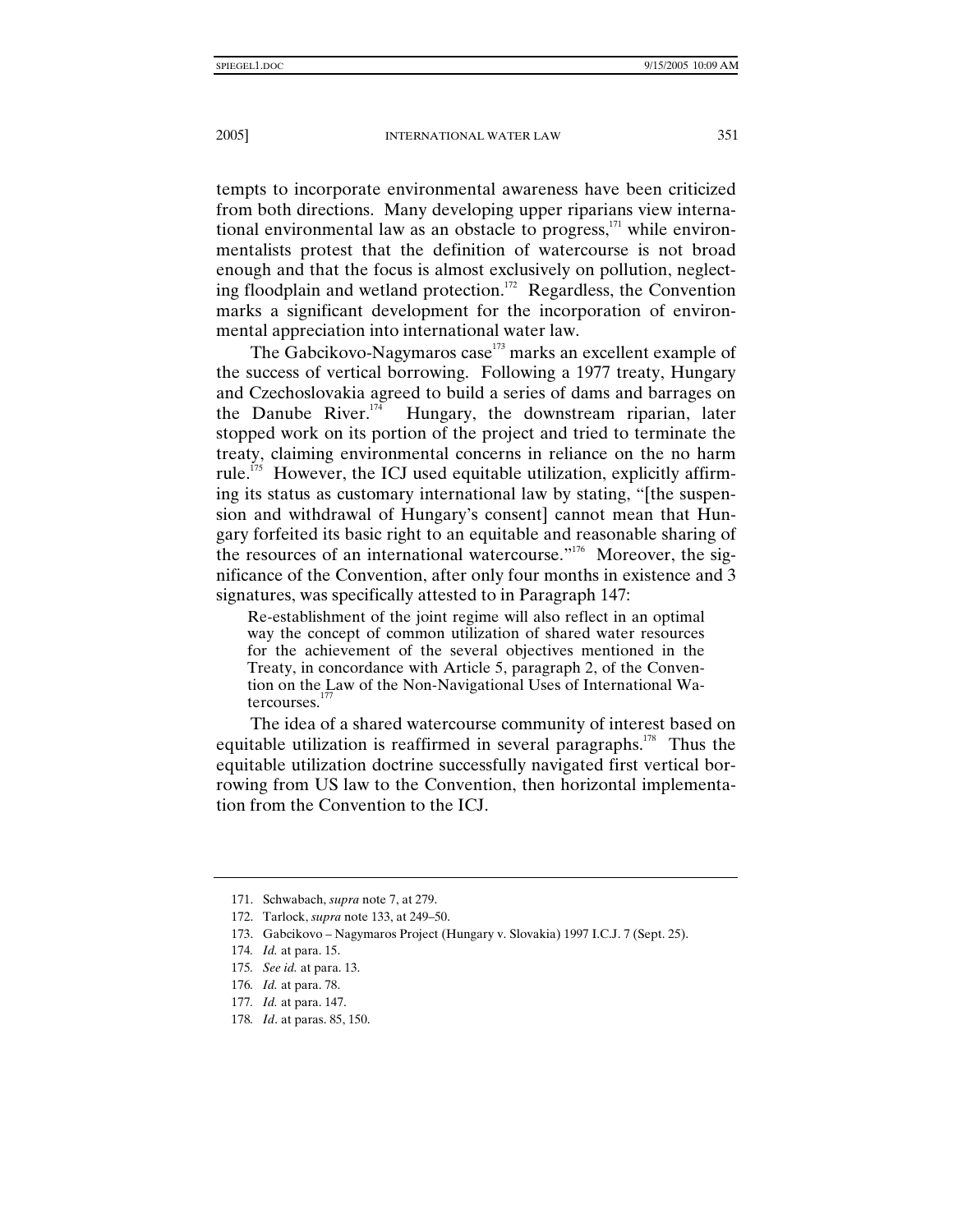tempts to incorporate environmental awareness have been criticized from both directions. Many developing upper riparians view international environmental law as an obstacle to progress,[171] while environmentalists protest that the definition of watercourse is not broad enough and that the focus is almost exclusively on pollution, neglecting floodplain and wetland protection.[172] Regardless, the Convention marks a significant development for the incorporation of environmental appreciation into international water law.

The Gabcikovo-Nagymaros case[173] marks an excellent example of the success of vertical borrowing. Following a 1977 treaty, Hungary and Czechoslovakia agreed to build a series of dams and barrages on the Danube River.[174] Hungary, the downstream riparian, later stopped work on its portion of the project and tried to terminate the treaty, claiming environmental concerns in reliance on the no harm rule.[175] However, the ICJ used equitable utilization, explicitly affirming its status as customary international law by stating, "[the suspension and withdrawal of Hungary's consent] cannot mean that Hungary forfeited its basic right to an equitable and reasonable sharing of the resources of an international watercourse."[176] Moreover, the significance of the Convention, after only four months in existence and 3 signatures, was specifically attested to in Paragraph 147:

> Re-establishment of the joint regime will also reflect in an optimal way the concept of common utilization of shared water resources for the achievement of the several objectives mentioned in the Treaty, in concordance with Article 5, paragraph 2, of the Convention on the Law of the Non-Navigational Uses of International Watercourses.[177]

The idea of a shared watercourse community of interest based on equitable utilization is reaffirmed in several paragraphs.[178] Thus the equitable utilization doctrine successfully navigated first vertical borrowing from US law to the Convention, then horizontal implementation from the Convention to the ICJ.

---

171. Schwabach, *supra* note 7, at 279.
172. Tarlock, *supra* note 133, at 249–50.
173. Gabcikovo – Nagymaros Project (Hungary v. Slovakia) 1997 I.C.J. 7 (Sept. 25).
174. *Id.* at para. 15.
175. *See id.* at para. 13.
176. *Id.* at para. 78.
177. *Id.* at para. 147.
178. *Id*. at paras. 85, 150.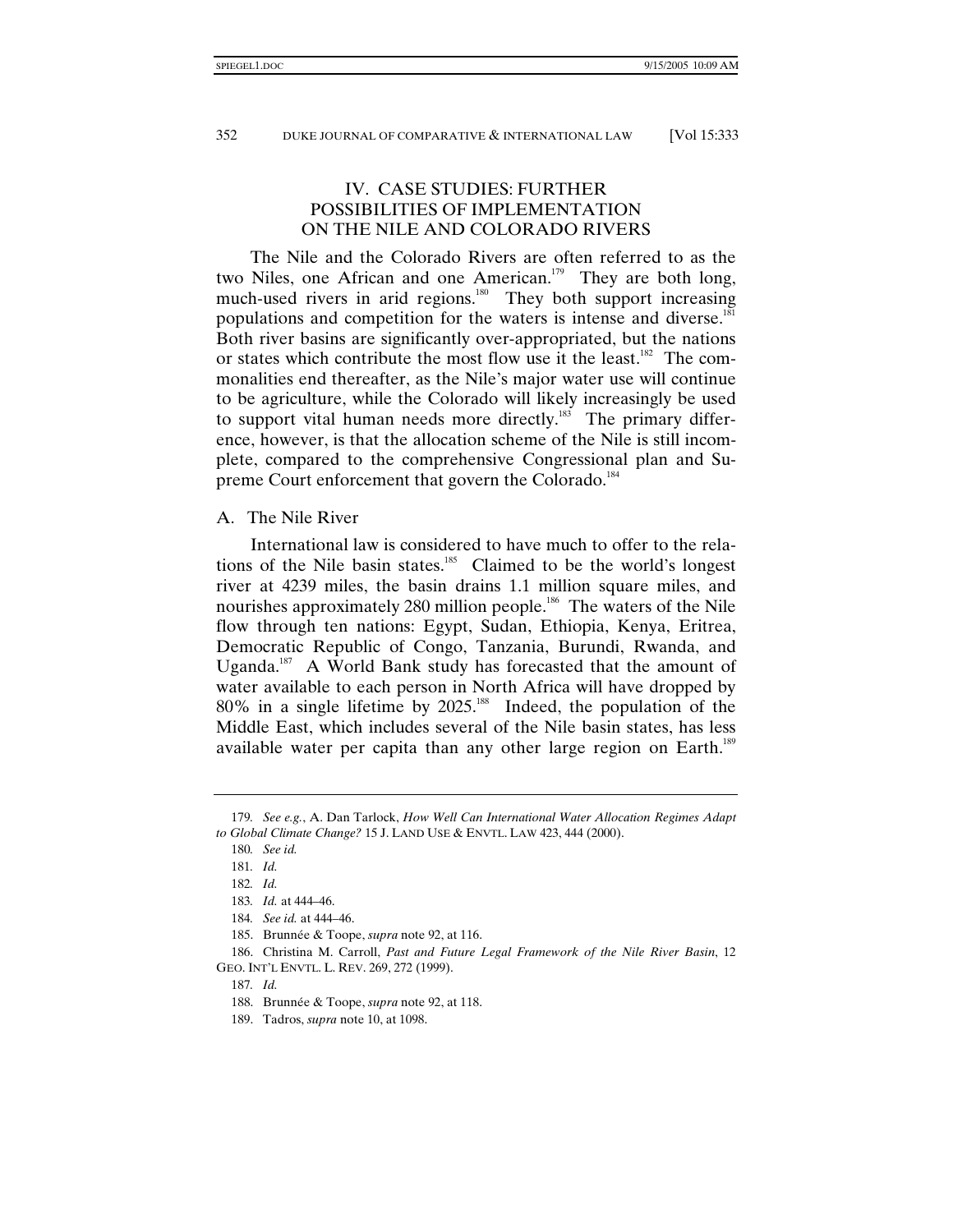## IV. CASE STUDIES: FURTHER POSSIBILITIES OF IMPLEMENTATION ON THE NILE AND COLORADO RIVERS

The Nile and the Colorado Rivers are often referred to as the two Niles, one African and one American.[179] They are both long, much-used rivers in arid regions.[180] They both support increasing populations and competition for the waters is intense and diverse.[181] Both river basins are significantly over-appropriated, but the nations or states which contribute the most flow use it the least.[182] The commonalities end thereafter, as the Nile's major water use will continue to be agriculture, while the Colorado will likely increasingly be used to support vital human needs more directly.[183] The primary difference, however, is that the allocation scheme of the Nile is still incomplete, compared to the comprehensive Congressional plan and Supreme Court enforcement that govern the Colorado.[184]

### A. The Nile River

International law is considered to have much to offer to the relations of the Nile basin states.[185] Claimed to be the world's longest river at 4239 miles, the basin drains 1.1 million square miles, and nourishes approximately 280 million people.[186] The waters of the Nile flow through ten nations: Egypt, Sudan, Ethiopia, Kenya, Eritrea, Democratic Republic of Congo, Tanzania, Burundi, Rwanda, and Uganda.[187] A World Bank study has forecasted that the amount of water available to each person in North Africa will have dropped by 80% in a single lifetime by 2025.[188] Indeed, the population of the Middle East, which includes several of the Nile basin states, has less available water per capita than any other large region on Earth.[189]

---

179. *See e.g.*, A. Dan Tarlock, *How Well Can International Water Allocation Regimes Adapt to Global Climate Change?* 15 J. LAND USE & ENVTL. LAW 423, 444 (2000).

180. *See id.*

181. *Id.*

182. *Id.*

183. *Id.* at 444–46.

184. *See id.* at 444–46.

185. Brunnée & Toope, *supra* note 92, at 116.

186. Christina M. Carroll, *Past and Future Legal Framework of the Nile River Basin*, 12 GEO. INT'L ENVTL. L. REV. 269, 272 (1999).

187. *Id.*

188. Brunnée & Toope, *supra* note 92, at 118.

189. Tadros, *supra* note 10, at 1098.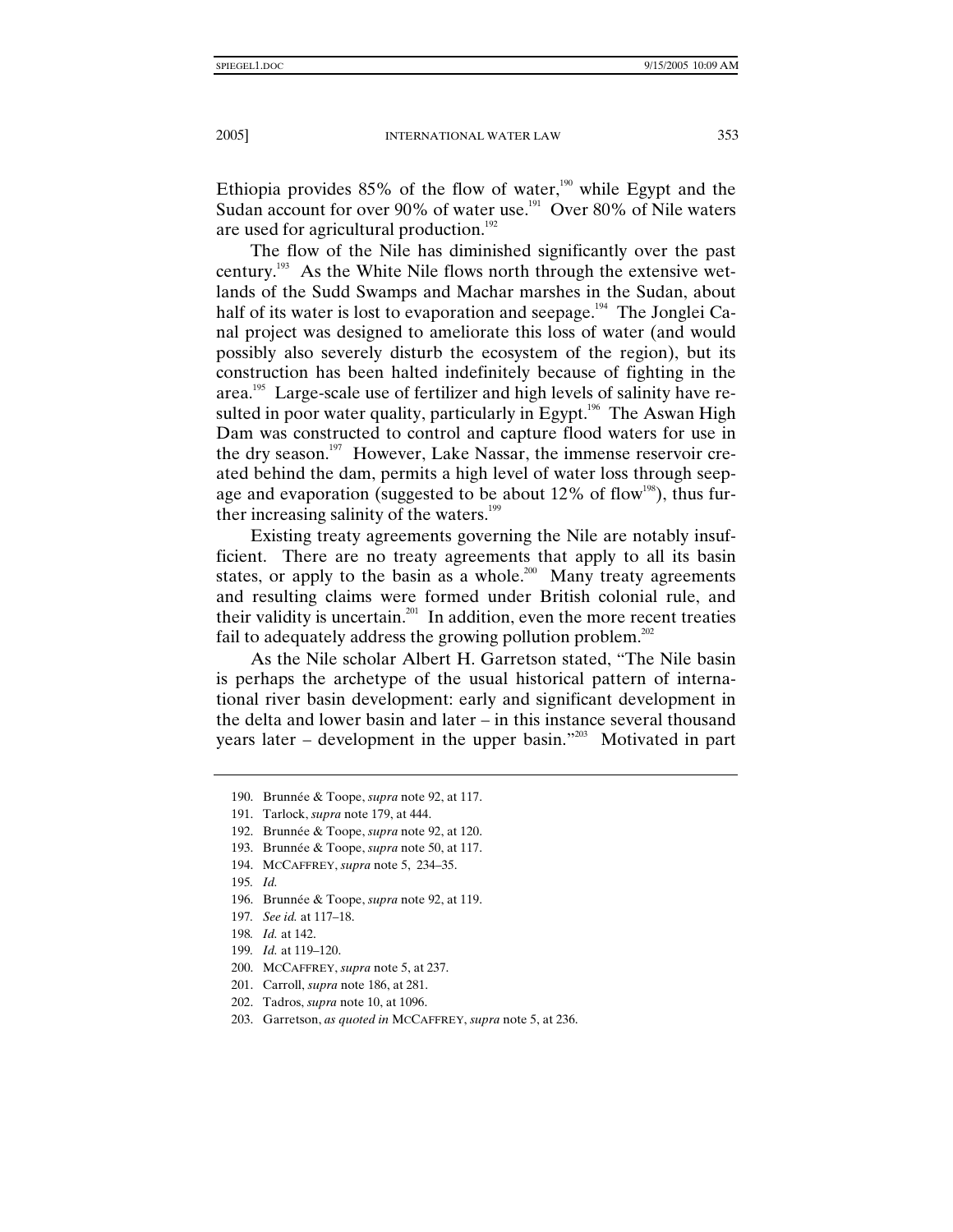Ethiopia provides 85% of the flow of water,[190] while Egypt and the Sudan account for over 90% of water use.[191] Over 80% of Nile waters are used for agricultural production.[192]

The flow of the Nile has diminished significantly over the past century.[193] As the White Nile flows north through the extensive wetlands of the Sudd Swamps and Machar marshes in the Sudan, about half of its water is lost to evaporation and seepage.[194] The Jonglei Canal project was designed to ameliorate this loss of water (and would possibly also severely disturb the ecosystem of the region), but its construction has been halted indefinitely because of fighting in the area.[195] Large-scale use of fertilizer and high levels of salinity have resulted in poor water quality, particularly in Egypt.[196] The Aswan High Dam was constructed to control and capture flood waters for use in the dry season.[197] However, Lake Nassar, the immense reservoir created behind the dam, permits a high level of water loss through seepage and evaporation (suggested to be about 12% of flow[198]), thus further increasing salinity of the waters.[199]

Existing treaty agreements governing the Nile are notably insufficient. There are no treaty agreements that apply to all its basin states, or apply to the basin as a whole.[200] Many treaty agreements and resulting claims were formed under British colonial rule, and their validity is uncertain.[201] In addition, even the more recent treaties fail to adequately address the growing pollution problem.[202]

As the Nile scholar Albert H. Garretson stated, "The Nile basin is perhaps the archetype of the usual historical pattern of international river basin development: early and significant development in the delta and lower basin and later – in this instance several thousand years later – development in the upper basin."[203] Motivated in part

---

190. Brunnée & Toope, *supra* note 92, at 117.

191. Tarlock, *supra* note 179, at 444.

192. Brunnée & Toope, *supra* note 92, at 120.

193. Brunnée & Toope, *supra* note 50, at 117.

194. MCCAFFREY, *supra* note 5, 234–35.

195. *Id.*

196. Brunnée & Toope, *supra* note 92, at 119.

197. *See id.* at 117–18.

198. *Id.* at 142.

199. *Id.* at 119–120.

200. MCCAFFREY, *supra* note 5, at 237.

201. Carroll, *supra* note 186, at 281.

202. Tadros, *supra* note 10, at 1096.

203. Garretson, *as quoted in* MCCAFFREY, *supra* note 5, at 236.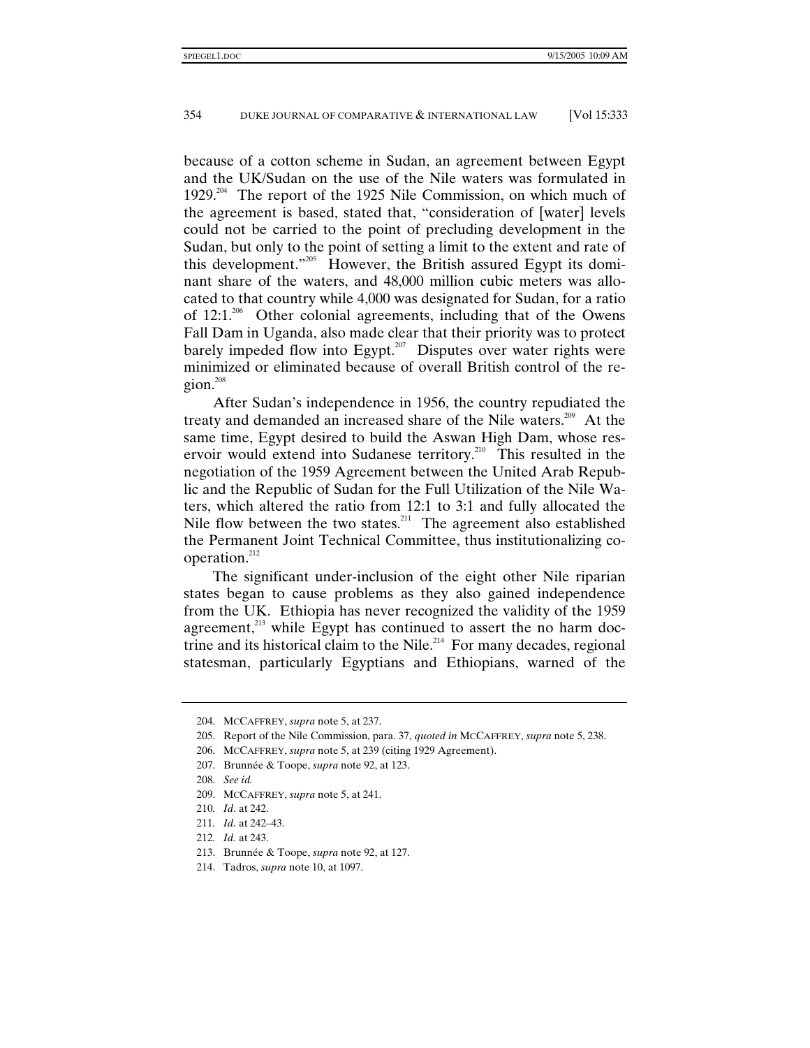because of a cotton scheme in Sudan, an agreement between Egypt and the UK/Sudan on the use of the Nile waters was formulated in 1929.[204] The report of the 1925 Nile Commission, on which much of the agreement is based, stated that, "consideration of [water] levels could not be carried to the point of precluding development in the Sudan, but only to the point of setting a limit to the extent and rate of this development."[205] However, the British assured Egypt its dominant share of the waters, and 48,000 million cubic meters was allocated to that country while 4,000 was designated for Sudan, for a ratio of 12:1.[206] Other colonial agreements, including that of the Owens Fall Dam in Uganda, also made clear that their priority was to protect barely impeded flow into Egypt.[207] Disputes over water rights were minimized or eliminated because of overall British control of the region.[208]

After Sudan's independence in 1956, the country repudiated the treaty and demanded an increased share of the Nile waters.[209] At the same time, Egypt desired to build the Aswan High Dam, whose reservoir would extend into Sudanese territory.[210] This resulted in the negotiation of the 1959 Agreement between the United Arab Republic and the Republic of Sudan for the Full Utilization of the Nile Waters, which altered the ratio from 12:1 to 3:1 and fully allocated the Nile flow between the two states.[211] The agreement also established the Permanent Joint Technical Committee, thus institutionalizing cooperation.[212]

The significant under-inclusion of the eight other Nile riparian states began to cause problems as they also gained independence from the UK. Ethiopia has never recognized the validity of the 1959 agreement,[213] while Egypt has continued to assert the no harm doctrine and its historical claim to the Nile.[214] For many decades, regional statesman, particularly Egyptians and Ethiopians, warned of the

---

204. MCCAFFREY, *supra* note 5, at 237.

205. Report of the Nile Commission, para. 37, *quoted in* MCCAFFREY, *supra* note 5, 238.

206. MCCAFFREY, *supra* note 5, at 239 (citing 1929 Agreement).

207. Brunnée & Toope, *supra* note 92, at 123.

208. *See id.*

209. MCCAFFREY, *supra* note 5, at 241.

210. *Id*. at 242.

211. *Id.* at 242–43.

212. *Id.* at 243.

213. Brunnée & Toope, *supra* note 92, at 127.

214. Tadros, *supra* note 10, at 1097.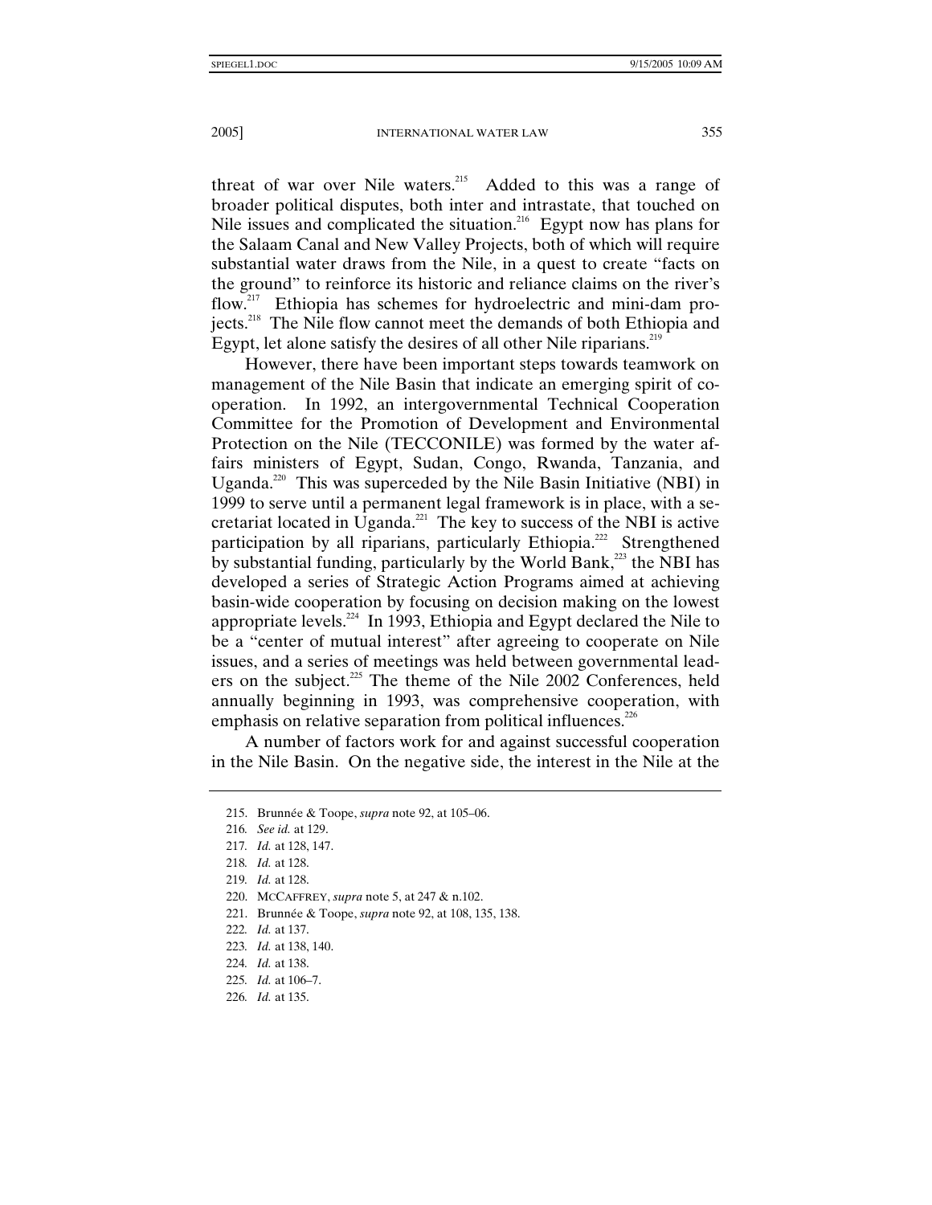threat of war over Nile waters.[215] Added to this was a range of broader political disputes, both inter and intrastate, that touched on Nile issues and complicated the situation.[216] Egypt now has plans for the Salaam Canal and New Valley Projects, both of which will require substantial water draws from the Nile, in a quest to create "facts on the ground" to reinforce its historic and reliance claims on the river's flow.[217] Ethiopia has schemes for hydroelectric and mini-dam projects.[218] The Nile flow cannot meet the demands of both Ethiopia and Egypt, let alone satisfy the desires of all other Nile riparians.[219]

However, there have been important steps towards teamwork on management of the Nile Basin that indicate an emerging spirit of cooperation. In 1992, an intergovernmental Technical Cooperation Committee for the Promotion of Development and Environmental Protection on the Nile (TECCONILE) was formed by the water affairs ministers of Egypt, Sudan, Congo, Rwanda, Tanzania, and Uganda.[220] This was superceded by the Nile Basin Initiative (NBI) in 1999 to serve until a permanent legal framework is in place, with a secretariat located in Uganda.[221] The key to success of the NBI is active participation by all riparians, particularly Ethiopia.[222] Strengthened by substantial funding, particularly by the World Bank,[223] the NBI has developed a series of Strategic Action Programs aimed at achieving basin-wide cooperation by focusing on decision making on the lowest appropriate levels.[224] In 1993, Ethiopia and Egypt declared the Nile to be a "center of mutual interest" after agreeing to cooperate on Nile issues, and a series of meetings was held between governmental leaders on the subject.[225] The theme of the Nile 2002 Conferences, held annually beginning in 1993, was comprehensive cooperation, with emphasis on relative separation from political influences.[226]

A number of factors work for and against successful cooperation in the Nile Basin. On the negative side, the interest in the Nile at the

---

215. Brunnée & Toope, *supra* note 92, at 105–06.

216. *See id.* at 129.

217. *Id.* at 128, 147.

218. *Id.* at 128.

219. *Id.* at 128.

220. MCCAFFREY, *supra* note 5, at 247 & n.102.

221. Brunnée & Toope, *supra* note 92, at 108, 135, 138.

222. *Id.* at 137.

223. *Id.* at 138, 140.

224. *Id.* at 138.

225. *Id.* at 106–7.

226. *Id.* at 135.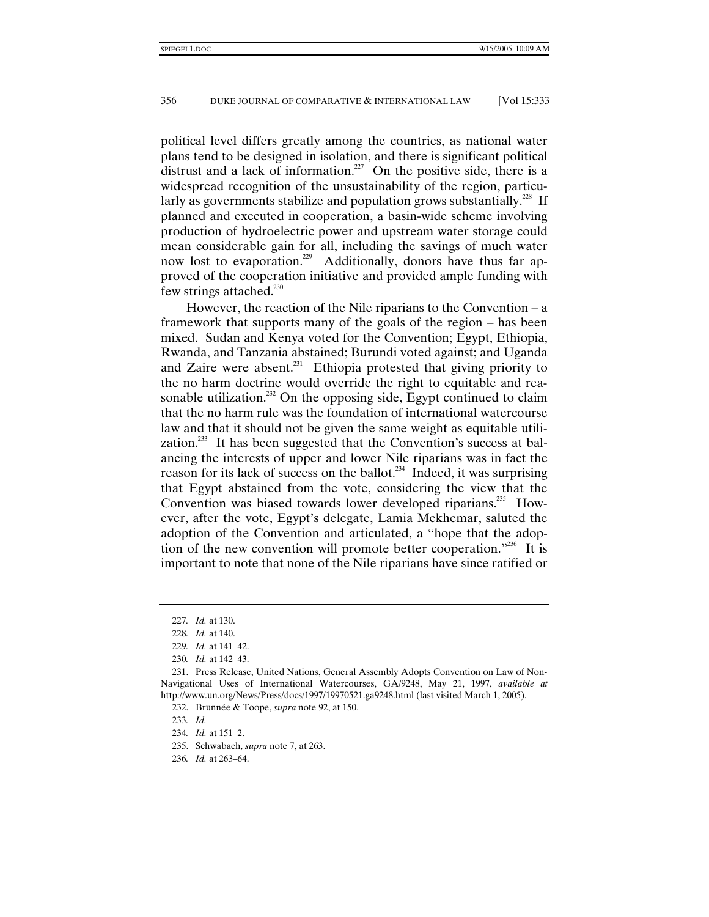political level differs greatly among the countries, as national water plans tend to be designed in isolation, and there is significant political distrust and a lack of information.[227] On the positive side, there is a widespread recognition of the unsustainability of the region, particularly as governments stabilize and population grows substantially.[228] If planned and executed in cooperation, a basin-wide scheme involving production of hydroelectric power and upstream water storage could mean considerable gain for all, including the savings of much water now lost to evaporation.[229] Additionally, donors have thus far approved of the cooperation initiative and provided ample funding with few strings attached.[230]

However, the reaction of the Nile riparians to the Convention – a framework that supports many of the goals of the region – has been mixed. Sudan and Kenya voted for the Convention; Egypt, Ethiopia, Rwanda, and Tanzania abstained; Burundi voted against; and Uganda and Zaire were absent.[231] Ethiopia protested that giving priority to the no harm doctrine would override the right to equitable and reasonable utilization.[232] On the opposing side, Egypt continued to claim that the no harm rule was the foundation of international watercourse law and that it should not be given the same weight as equitable utilization.[233] It has been suggested that the Convention's success at balancing the interests of upper and lower Nile riparians was in fact the reason for its lack of success on the ballot.[234] Indeed, it was surprising that Egypt abstained from the vote, considering the view that the Convention was biased towards lower developed riparians.[235] However, after the vote, Egypt's delegate, Lamia Mekhemar, saluted the adoption of the Convention and articulated, a "hope that the adoption of the new convention will promote better cooperation."[236] It is important to note that none of the Nile riparians have since ratified or

---

227. *Id.* at 130.

228. *Id.* at 140.

229. *Id.* at 141–42.

230. *Id.* at 142–43.

231. Press Release, United Nations, General Assembly Adopts Convention on Law of Non-Navigational Uses of International Watercourses, GA/9248, May 21, 1997, *available at* http://www.un.org/News/Press/docs/1997/19970521.ga9248.html (last visited March 1, 2005).

232. Brunnée & Toope, *supra* note 92, at 150.

233. *Id.*

234. *Id.* at 151–2.

235. Schwabach, *supra* note 7, at 263.

236. *Id.* at 263–64.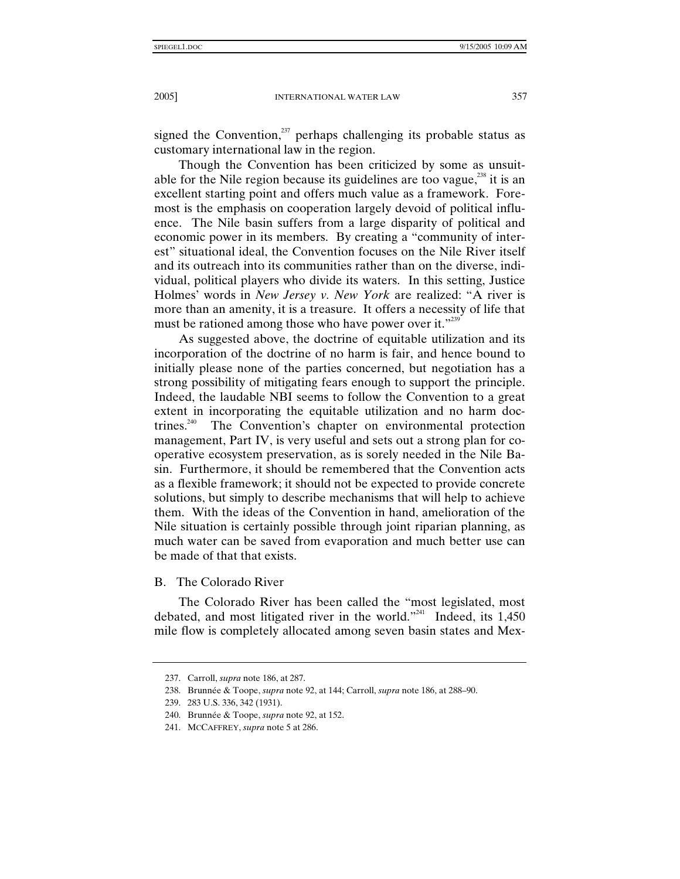signed the Convention,[237] perhaps challenging its probable status as customary international law in the region.

Though the Convention has been criticized by some as unsuitable for the Nile region because its guidelines are too vague,[238] it is an excellent starting point and offers much value as a framework. Foremost is the emphasis on cooperation largely devoid of political influence. The Nile basin suffers from a large disparity of political and economic power in its members. By creating a "community of interest" situational ideal, the Convention focuses on the Nile River itself and its outreach into its communities rather than on the diverse, individual, political players who divide its waters. In this setting, Justice Holmes' words in *New Jersey v. New York* are realized: "A river is more than an amenity, it is a treasure. It offers a necessity of life that must be rationed among those who have power over it."[239]

As suggested above, the doctrine of equitable utilization and its incorporation of the doctrine of no harm is fair, and hence bound to initially please none of the parties concerned, but negotiation has a strong possibility of mitigating fears enough to support the principle. Indeed, the laudable NBI seems to follow the Convention to a great extent in incorporating the equitable utilization and no harm doctrines.[240] The Convention's chapter on environmental protection management, Part IV, is very useful and sets out a strong plan for cooperative ecosystem preservation, as is sorely needed in the Nile Basin. Furthermore, it should be remembered that the Convention acts as a flexible framework; it should not be expected to provide concrete solutions, but simply to describe mechanisms that will help to achieve them. With the ideas of the Convention in hand, amelioration of the Nile situation is certainly possible through joint riparian planning, as much water can be saved from evaporation and much better use can be made of that that exists.

## B. The Colorado River

The Colorado River has been called the "most legislated, most debated, and most litigated river in the world."[241] Indeed, its 1,450 mile flow is completely allocated among seven basin states and Mex-

---

237. Carroll, *supra* note 186, at 287.

238. Brunnée & Toope, *supra* note 92, at 144; Carroll, *supra* note 186, at 288–90.

239. 283 U.S. 336, 342 (1931).

240. Brunnée & Toope, *supra* note 92, at 152.

241. MCCAFFREY, *supra* note 5 at 286.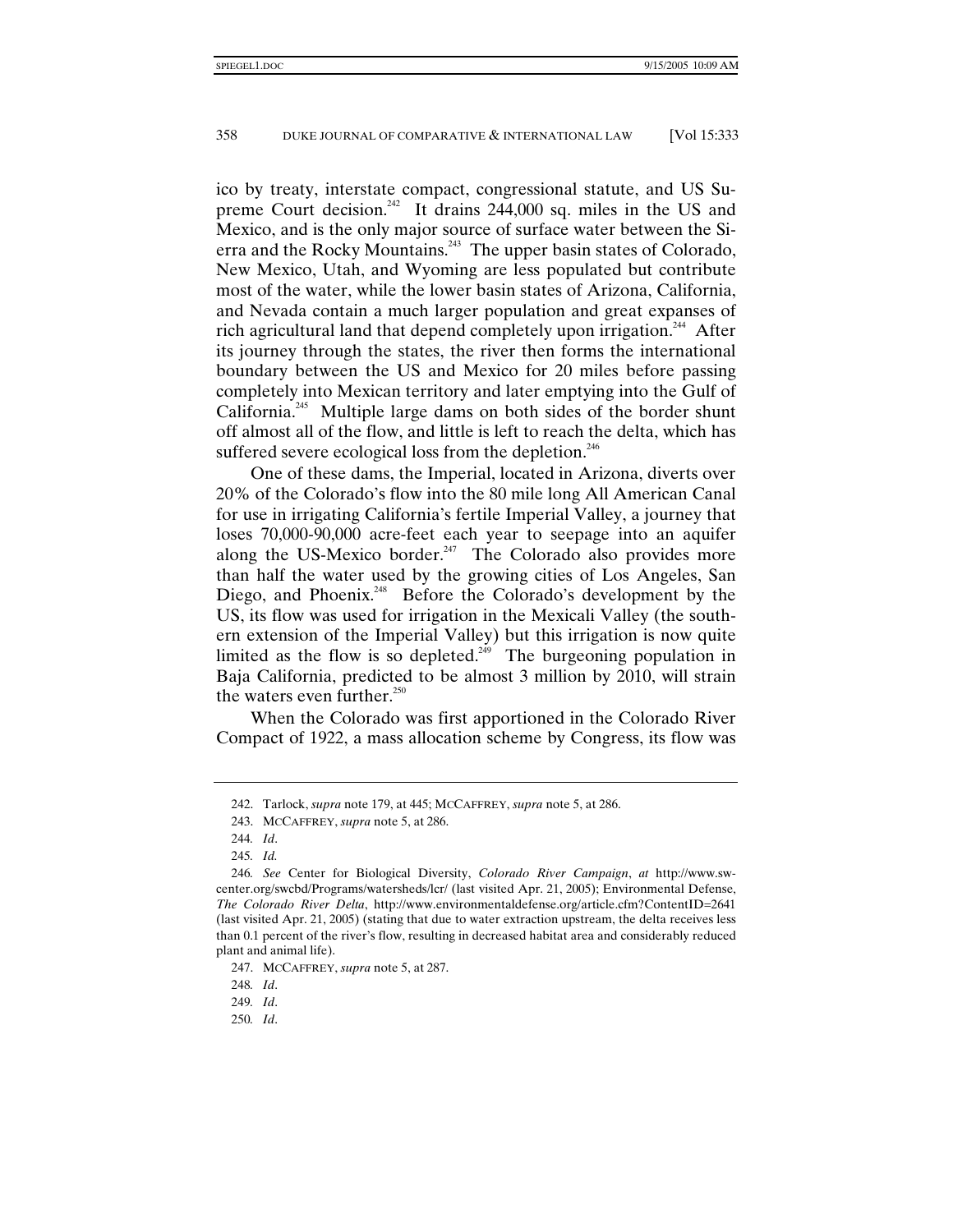ico by treaty, interstate compact, congressional statute, and US Supreme Court decision.[242] It drains 244,000 sq. miles in the US and Mexico, and is the only major source of surface water between the Sierra and the Rocky Mountains.[243] The upper basin states of Colorado, New Mexico, Utah, and Wyoming are less populated but contribute most of the water, while the lower basin states of Arizona, California, and Nevada contain a much larger population and great expanses of rich agricultural land that depend completely upon irrigation.[244] After its journey through the states, the river then forms the international boundary between the US and Mexico for 20 miles before passing completely into Mexican territory and later emptying into the Gulf of California.[245] Multiple large dams on both sides of the border shunt off almost all of the flow, and little is left to reach the delta, which has suffered severe ecological loss from the depletion.[246]

One of these dams, the Imperial, located in Arizona, diverts over 20% of the Colorado's flow into the 80 mile long All American Canal for use in irrigating California's fertile Imperial Valley, a journey that loses 70,000-90,000 acre-feet each year to seepage into an aquifer along the US-Mexico border.[247] The Colorado also provides more than half the water used by the growing cities of Los Angeles, San Diego, and Phoenix.[248] Before the Colorado's development by the US, its flow was used for irrigation in the Mexicali Valley (the southern extension of the Imperial Valley) but this irrigation is now quite limited as the flow is so depleted.[249] The burgeoning population in Baja California, predicted to be almost 3 million by 2010, will strain the waters even further.[250]

When the Colorado was first apportioned in the Colorado River Compact of 1922, a mass allocation scheme by Congress, its flow was

---

242. Tarlock, *supra* note 179, at 445; MCCAFFREY, *supra* note 5, at 286.

243. MCCAFFREY, *supra* note 5, at 286.

244. *Id*.

245. *Id.*

246. *See* Center for Biological Diversity, *Colorado River Campaign*, *at* http://www.sw-center.org/swcbd/Programs/watersheds/lcr/ (last visited Apr. 21, 2005); Environmental Defense, *The Colorado River Delta*, http://www.environmentaldefense.org/article.cfm?ContentID=2641 (last visited Apr. 21, 2005) (stating that due to water extraction upstream, the delta receives less than 0.1 percent of the river's flow, resulting in decreased habitat area and considerably reduced plant and animal life).

247. MCCAFFREY, *supra* note 5, at 287.

248. *Id*.

249. *Id*.

250. *Id*.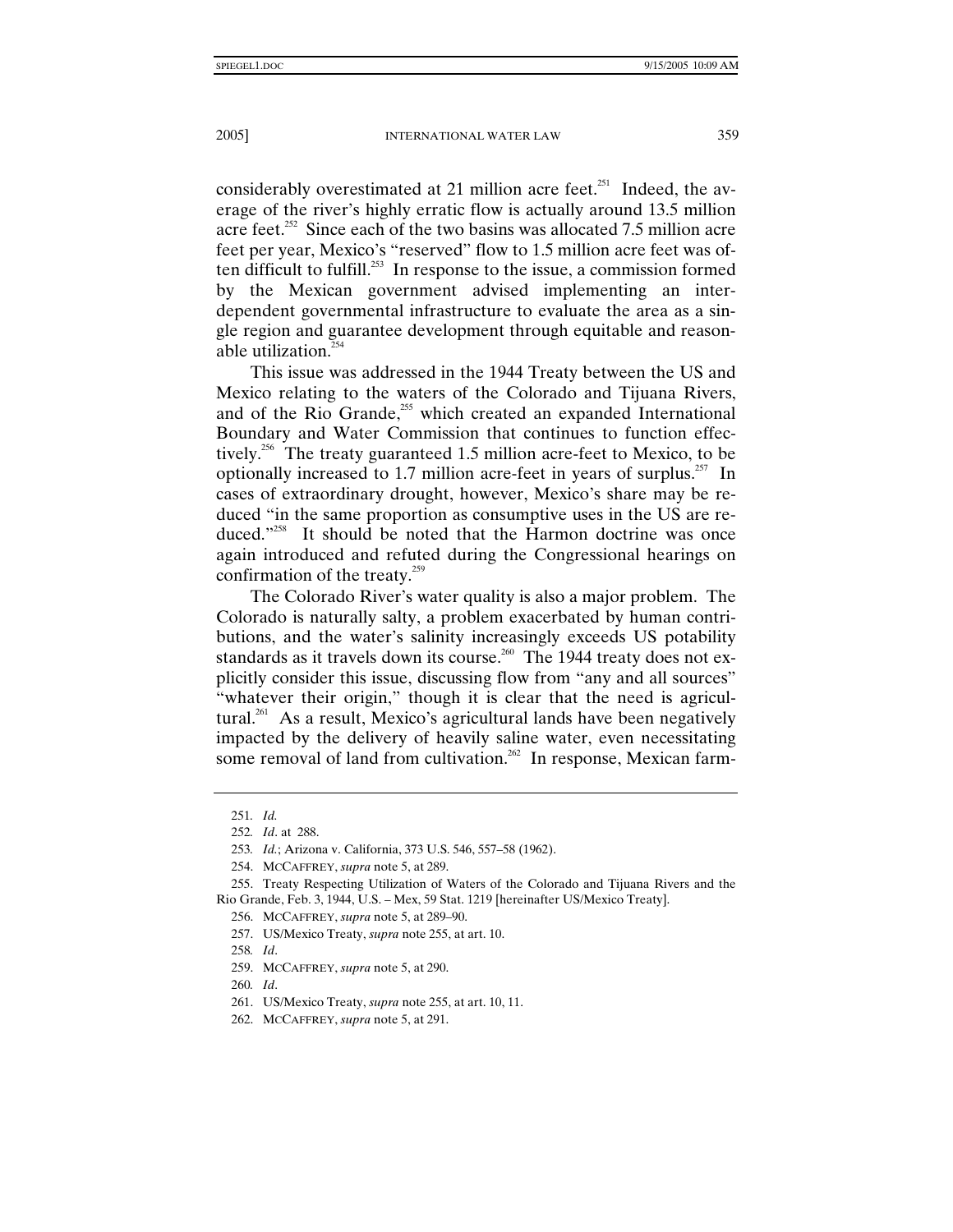considerably overestimated at 21 million acre feet.[251] Indeed, the average of the river's highly erratic flow is actually around 13.5 million acre feet.[252] Since each of the two basins was allocated 7.5 million acre feet per year, Mexico's "reserved" flow to 1.5 million acre feet was often difficult to fulfill.[253] In response to the issue, a commission formed by the Mexican government advised implementing an interdependent governmental infrastructure to evaluate the area as a single region and guarantee development through equitable and reasonable utilization.[254]

This issue was addressed in the 1944 Treaty between the US and Mexico relating to the waters of the Colorado and Tijuana Rivers, and of the Rio Grande,[255] which created an expanded International Boundary and Water Commission that continues to function effectively.[256] The treaty guaranteed 1.5 million acre-feet to Mexico, to be optionally increased to 1.7 million acre-feet in years of surplus.[257] In cases of extraordinary drought, however, Mexico's share may be reduced "in the same proportion as consumptive uses in the US are reduced."[258] It should be noted that the Harmon doctrine was once again introduced and refuted during the Congressional hearings on confirmation of the treaty.[259]

The Colorado River's water quality is also a major problem. The Colorado is naturally salty, a problem exacerbated by human contributions, and the water's salinity increasingly exceeds US potability standards as it travels down its course.[260] The 1944 treaty does not explicitly consider this issue, discussing flow from "any and all sources" "whatever their origin," though it is clear that the need is agricultural.[261] As a result, Mexico's agricultural lands have been negatively impacted by the delivery of heavily saline water, even necessitating some removal of land from cultivation.[262] In response, Mexican farm-

---

251. *Id.*

252. *Id*. at 288.

253. *Id.*; Arizona v. California, 373 U.S. 546, 557–58 (1962).

254. MCCAFFREY, *supra* note 5, at 289.

255. Treaty Respecting Utilization of Waters of the Colorado and Tijuana Rivers and the Rio Grande, Feb. 3, 1944, U.S. – Mex, 59 Stat. 1219 [hereinafter US/Mexico Treaty].

256. MCCAFFREY, *supra* note 5, at 289–90.

257. US/Mexico Treaty, *supra* note 255, at art. 10.

258. *Id*.

259. MCCAFFREY, *supra* note 5, at 290.

260. *Id*.

261. US/Mexico Treaty, *supra* note 255, at art. 10, 11.

262. MCCAFFREY, *supra* note 5, at 291.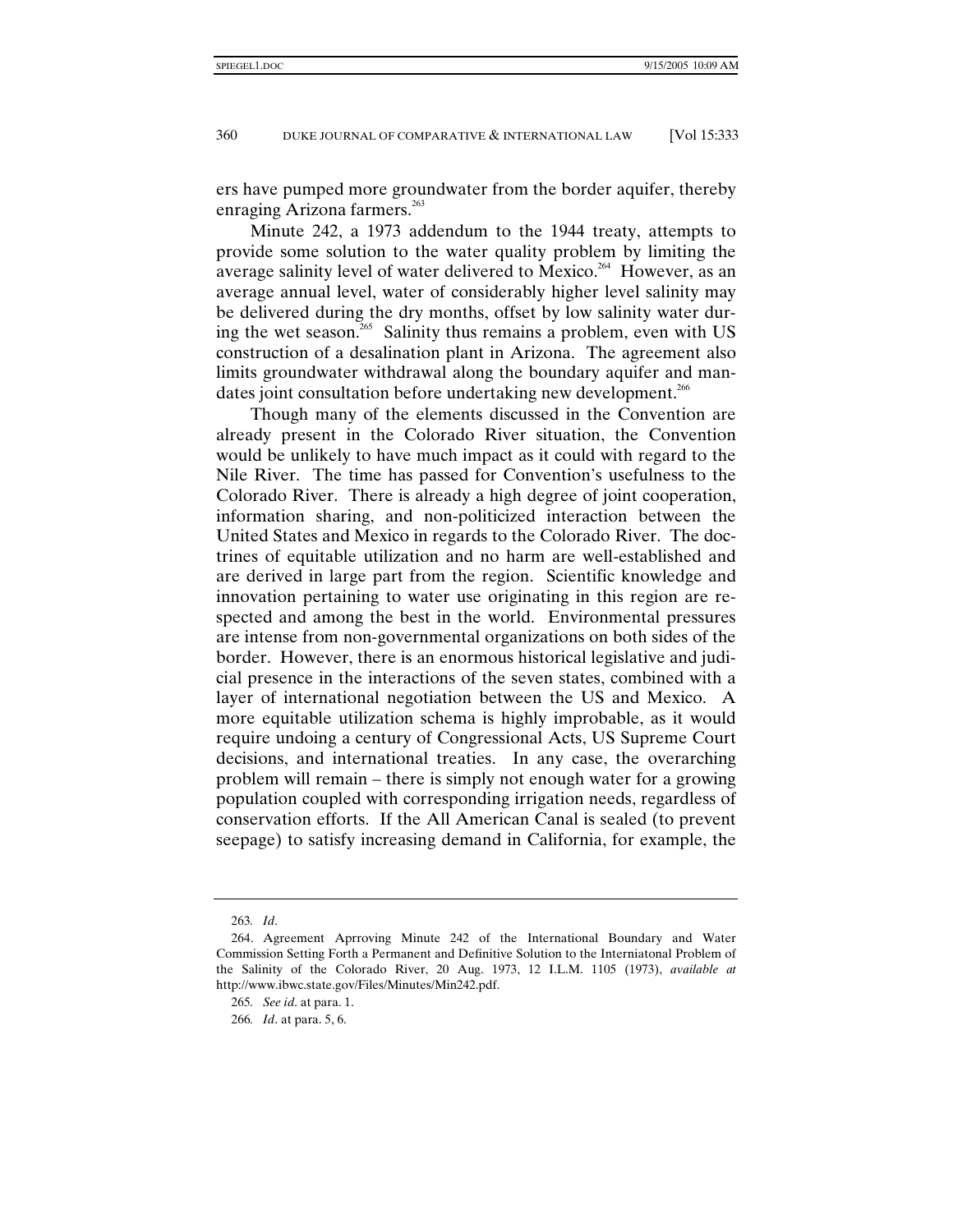ers have pumped more groundwater from the border aquifer, thereby enraging Arizona farmers.[263]

Minute 242, a 1973 addendum to the 1944 treaty, attempts to provide some solution to the water quality problem by limiting the average salinity level of water delivered to Mexico.[264] However, as an average annual level, water of considerably higher level salinity may be delivered during the dry months, offset by low salinity water during the wet season.[265] Salinity thus remains a problem, even with US construction of a desalination plant in Arizona. The agreement also limits groundwater withdrawal along the boundary aquifer and mandates joint consultation before undertaking new development.[266]

Though many of the elements discussed in the Convention are already present in the Colorado River situation, the Convention would be unlikely to have much impact as it could with regard to the Nile River. The time has passed for Convention's usefulness to the Colorado River. There is already a high degree of joint cooperation, information sharing, and non-politicized interaction between the United States and Mexico in regards to the Colorado River. The doctrines of equitable utilization and no harm are well-established and are derived in large part from the region. Scientific knowledge and innovation pertaining to water use originating in this region are respected and among the best in the world. Environmental pressures are intense from non-governmental organizations on both sides of the border. However, there is an enormous historical legislative and judicial presence in the interactions of the seven states, combined with a layer of international negotiation between the US and Mexico. A more equitable utilization schema is highly improbable, as it would require undoing a century of Congressional Acts, US Supreme Court decisions, and international treaties. In any case, the overarching problem will remain – there is simply not enough water for a growing population coupled with corresponding irrigation needs, regardless of conservation efforts. If the All American Canal is sealed (to prevent seepage) to satisfy increasing demand in California, for example, the

---

263. *Id*.

264. Agreement Aprroving Minute 242 of the International Boundary and Water Commission Setting Forth a Permanent and Definitive Solution to the Interniatonal Problem of the Salinity of the Colorado River, 20 Aug. 1973, 12 I.L.M. 1105 (1973), *available at* http://www.ibwc.state.gov/Files/Minutes/Min242.pdf.

265. *See id*. at para. 1.

266. *Id*. at para. 5, 6.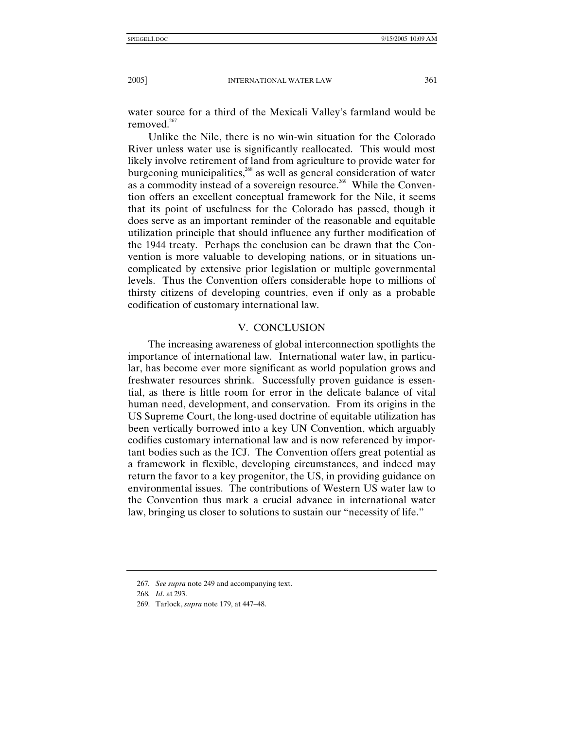water source for a third of the Mexicali Valley's farmland would be removed.[267]

Unlike the Nile, there is no win-win situation for the Colorado River unless water use is significantly reallocated. This would most likely involve retirement of land from agriculture to provide water for burgeoning municipalities,[268] as well as general consideration of water as a commodity instead of a sovereign resource.[269] While the Convention offers an excellent conceptual framework for the Nile, it seems that its point of usefulness for the Colorado has passed, though it does serve as an important reminder of the reasonable and equitable utilization principle that should influence any further modification of the 1944 treaty. Perhaps the conclusion can be drawn that the Convention is more valuable to developing nations, or in situations uncomplicated by extensive prior legislation or multiple governmental levels. Thus the Convention offers considerable hope to millions of thirsty citizens of developing countries, even if only as a probable codification of customary international law.

## V. CONCLUSION

The increasing awareness of global interconnection spotlights the importance of international law. International water law, in particular, has become ever more significant as world population grows and freshwater resources shrink. Successfully proven guidance is essential, as there is little room for error in the delicate balance of vital human need, development, and conservation. From its origins in the US Supreme Court, the long-used doctrine of equitable utilization has been vertically borrowed into a key UN Convention, which arguably codifies customary international law and is now referenced by important bodies such as the ICJ. The Convention offers great potential as a framework in flexible, developing circumstances, and indeed may return the favor to a key progenitor, the US, in providing guidance on environmental issues. The contributions of Western US water law to the Convention thus mark a crucial advance in international water law, bringing us closer to solutions to sustain our "necessity of life."

---

267. *See supra* note 249 and accompanying text.

268. *Id*. at 293.

269. Tarlock, *supra* note 179, at 447–48.